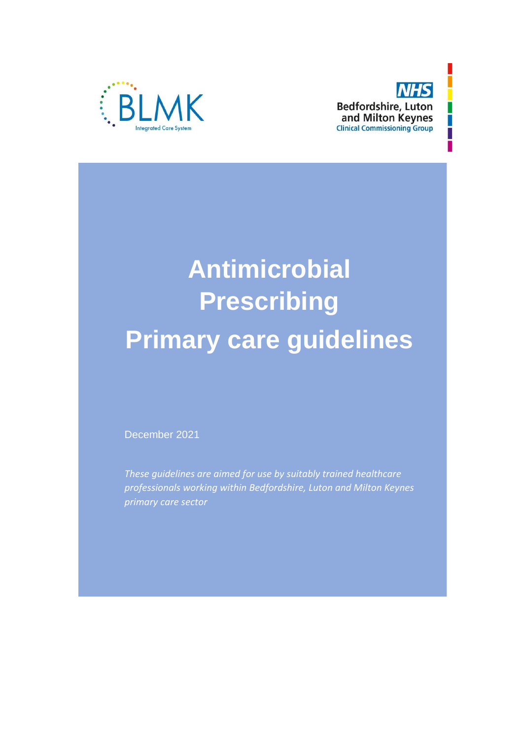BLMK

Integrated Care System

NHS

Bedfordshire, Luton and Milton Keynes

Clinical Commissioning Group

# Antimicrobial Prescribing

# Primary care guidelines

December 2021

*These guidelines are aimed for use by suitably trained healthcare professionals working within Bedfordshire, Luton and Milton Keynes primary care sector*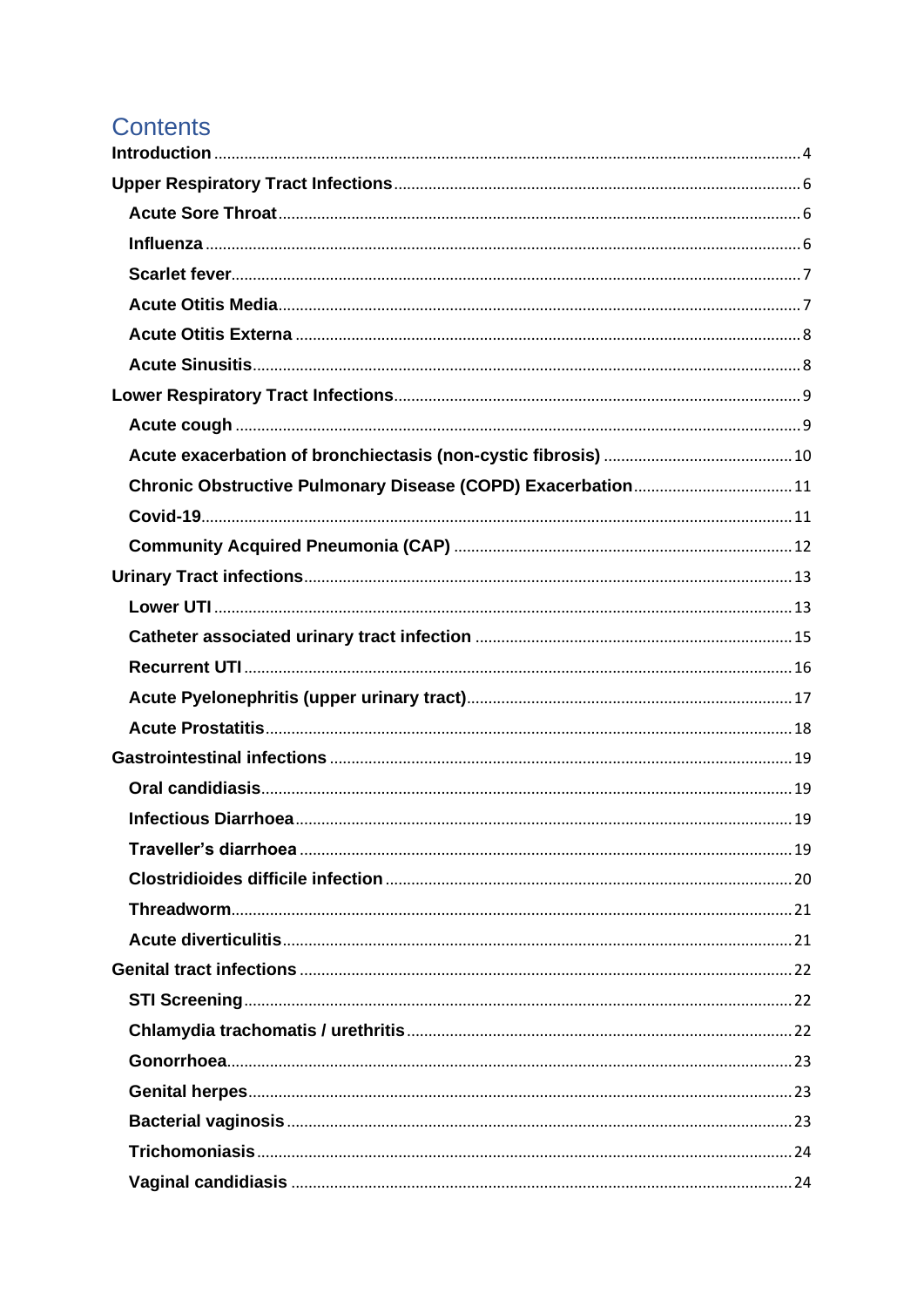# Contents

**Introduction** ........................................................................ 4

**Upper Respiratory Tract Infections** ........................................................................ 6

- **Acute Sore Throat** ........................................................................ 6
- **Influenza** ........................................................................ 6
- **Scarlet fever** ........................................................................ 7
- **Acute Otitis Media** ........................................................................ 7
- **Acute Otitis Externa** ........................................................................ 8
- **Acute Sinusitis** ........................................................................ 8

**Lower Respiratory Tract Infections** ........................................................................ 9

- **Acute cough** ........................................................................ 9
- **Acute exacerbation of bronchiectasis (non-cystic fibrosis)** ........................................................................ 10
- **Chronic Obstructive Pulmonary Disease (COPD) Exacerbation** ........................................................................ 11
- **Covid-19** ........................................................................ 11
- **Community Acquired Pneumonia (CAP)** ........................................................................ 12

**Urinary Tract infections** ........................................................................ 13

- **Lower UTI** ........................................................................ 13
- **Catheter associated urinary tract infection** ........................................................................ 15
- **Recurrent UTI** ........................................................................ 16
- **Acute Pyelonephritis (upper urinary tract)** ........................................................................ 17
- **Acute Prostatitis** ........................................................................ 18

**Gastrointestinal infections** ........................................................................ 19

- **Oral candidiasis** ........................................................................ 19
- **Infectious Diarrhoea** ........................................................................ 19
- **Traveller's diarrhoea** ........................................................................ 19
- **Clostridioides difficile infection** ........................................................................ 20
- **Threadworm** ........................................................................ 21
- **Acute diverticulitis** ........................................................................ 21

**Genital tract infections** ........................................................................ 22

- **STI Screening** ........................................................................ 22
- **Chlamydia trachomatis / urethritis** ........................................................................ 22
- **Gonorrhoea** ........................................................................ 23
- **Genital herpes** ........................................................................ 23
- **Bacterial vaginosis** ........................................................................ 23
- **Trichomoniasis** ........................................................................ 24
- **Vaginal candidiasis** ........................................................................ 24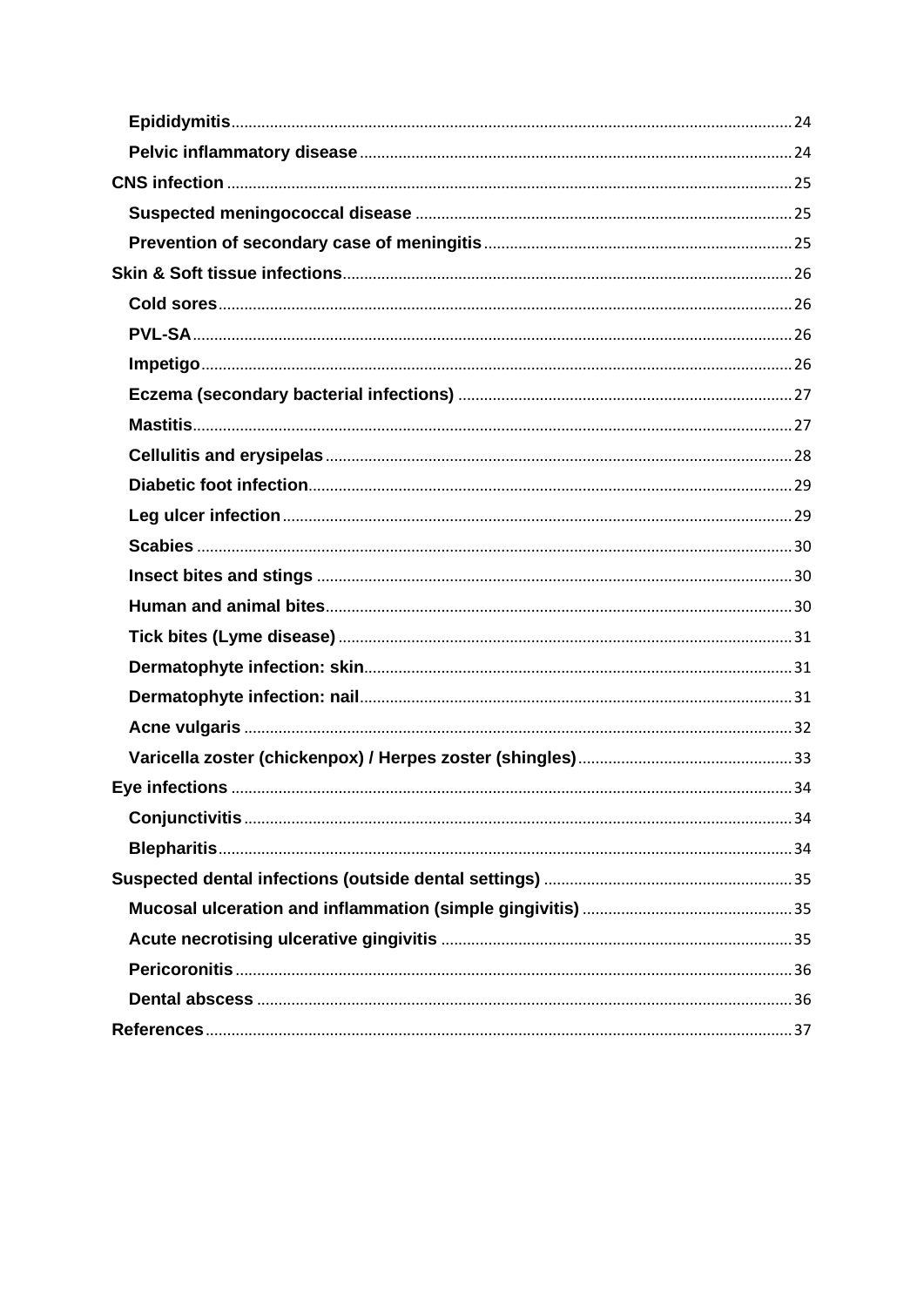- **Epididymitis** ... 24
- **Pelvic inflammatory disease** ... 24

**CNS infection** ... 25

- **Suspected meningococcal disease** ... 25
- **Prevention of secondary case of meningitis** ... 25

**Skin & Soft tissue infections** ... 26

- **Cold sores** ... 26
- **PVL-SA** ... 26
- **Impetigo** ... 26
- **Eczema (secondary bacterial infections)** ... 27
- **Mastitis** ... 27
- **Cellulitis and erysipelas** ... 28
- **Diabetic foot infection** ... 29
- **Leg ulcer infection** ... 29
- **Scabies** ... 30
- **Insect bites and stings** ... 30
- **Human and animal bites** ... 30
- **Tick bites (Lyme disease)** ... 31
- **Dermatophyte infection: skin** ... 31
- **Dermatophyte infection: nail** ... 31
- **Acne vulgaris** ... 32
- **Varicella zoster (chickenpox) / Herpes zoster (shingles)** ... 33

**Eye infections** ... 34

- **Conjunctivitis** ... 34
- **Blepharitis** ... 34

**Suspected dental infections (outside dental settings)** ... 35

- **Mucosal ulceration and inflammation (simple gingivitis)** ... 35
- **Acute necrotising ulcerative gingivitis** ... 35
- **Pericoronitis** ... 36
- **Dental abscess** ... 36

**References** ... 37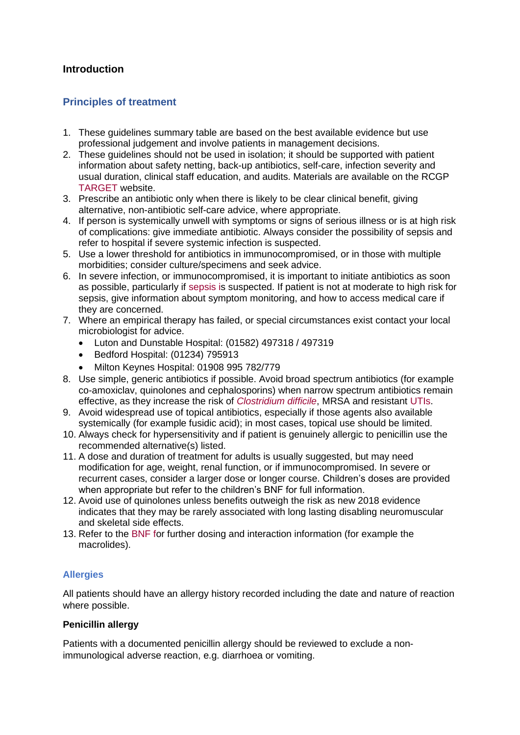## Introduction

### Principles of treatment

1. These guidelines summary table are based on the best available evidence but use professional judgement and involve patients in management decisions.
2. These guidelines should not be used in isolation; it should be supported with patient information about safety netting, back-up antibiotics, self-care, infection severity and usual duration, clinical staff education, and audits. Materials are available on the RCGP TARGET website.
3. Prescribe an antibiotic only when there is likely to be clear clinical benefit, giving alternative, non-antibiotic self-care advice, where appropriate.
4. If person is systemically unwell with symptoms or signs of serious illness or is at high risk of complications: give immediate antibiotic. Always consider the possibility of sepsis and refer to hospital if severe systemic infection is suspected.
5. Use a lower threshold for antibiotics in immunocompromised, or in those with multiple morbidities; consider culture/specimens and seek advice.
6. In severe infection, or immunocompromised, it is important to initiate antibiotics as soon as possible, particularly if sepsis is suspected. If patient is not at moderate to high risk for sepsis, give information about symptom monitoring, and how to access medical care if they are concerned.
7. Where an empirical therapy has failed, or special circumstances exist contact your local microbiologist for advice.
   - Luton and Dunstable Hospital: (01582) 497318 / 497319
   - Bedford Hospital: (01234) 795913
   - Milton Keynes Hospital: 01908 995 782/779
8. Use simple, generic antibiotics if possible. Avoid broad spectrum antibiotics (for example co-amoxiclav, quinolones and cephalosporins) when narrow spectrum antibiotics remain effective, as they increase the risk of *Clostridium difficile*, MRSA and resistant UTIs.
9. Avoid widespread use of topical antibiotics, especially if those agents also available systemically (for example fusidic acid); in most cases, topical use should be limited.
10. Always check for hypersensitivity and if patient is genuinely allergic to penicillin use the recommended alternative(s) listed.
11. A dose and duration of treatment for adults is usually suggested, but may need modification for age, weight, renal function, or if immunocompromised. In severe or recurrent cases, consider a larger dose or longer course. Children's doses are provided when appropriate but refer to the children's BNF for full information.
12. Avoid use of quinolones unless benefits outweigh the risk as new 2018 evidence indicates that they may be rarely associated with long lasting disabling neuromuscular and skeletal side effects.
13. Refer to the BNF for further dosing and interaction information (for example the macrolides).

### Allergies

All patients should have an allergy history recorded including the date and nature of reaction where possible.

**Penicillin allergy**

Patients with a documented penicillin allergy should be reviewed to exclude a non-immunological adverse reaction, e.g. diarrhoea or vomiting.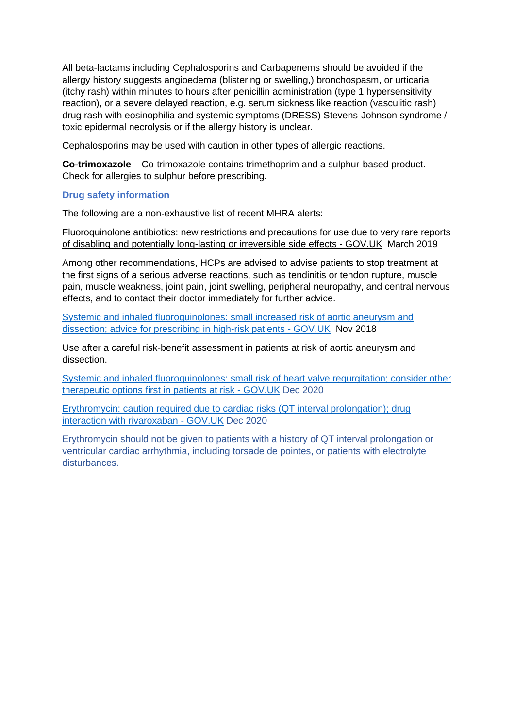All beta-lactams including Cephalosporins and Carbapenems should be avoided if the allergy history suggests angioedema (blistering or swelling,) bronchospasm, or urticaria (itchy rash) within minutes to hours after penicillin administration (type 1 hypersensitivity reaction), or a severe delayed reaction, e.g. serum sickness like reaction (vasculitic rash) drug rash with eosinophilia and systemic symptoms (DRESS) Stevens-Johnson syndrome / toxic epidermal necrolysis or if the allergy history is unclear.

Cephalosporins may be used with caution in other types of allergic reactions.

**Co-trimoxazole** – Co-trimoxazole contains trimethoprim and a sulphur-based product. Check for allergies to sulphur before prescribing.

### Drug safety information

The following are a non-exhaustive list of recent MHRA alerts:

Fluoroquinolone antibiotics: new restrictions and precautions for use due to very rare reports of disabling and potentially long-lasting or irreversible side effects - GOV.UK March 2019

Among other recommendations, HCPs are advised to advise patients to stop treatment at the first signs of a serious adverse reactions, such as tendinitis or tendon rupture, muscle pain, muscle weakness, joint pain, joint swelling, peripheral neuropathy, and central nervous effects, and to contact their doctor immediately for further advice.

Systemic and inhaled fluoroquinolones: small increased risk of aortic aneurysm and dissection; advice for prescribing in high-risk patients - GOV.UK Nov 2018

Use after a careful risk-benefit assessment in patients at risk of aortic aneurysm and dissection.

Systemic and inhaled fluoroquinolones: small risk of heart valve regurgitation; consider other therapeutic options first in patients at risk - GOV.UK Dec 2020

Erythromycin: caution required due to cardiac risks (QT interval prolongation); drug interaction with rivaroxaban - GOV.UK Dec 2020

Erythromycin should not be given to patients with a history of QT interval prolongation or ventricular cardiac arrhythmia, including torsade de pointes, or patients with electrolyte disturbances.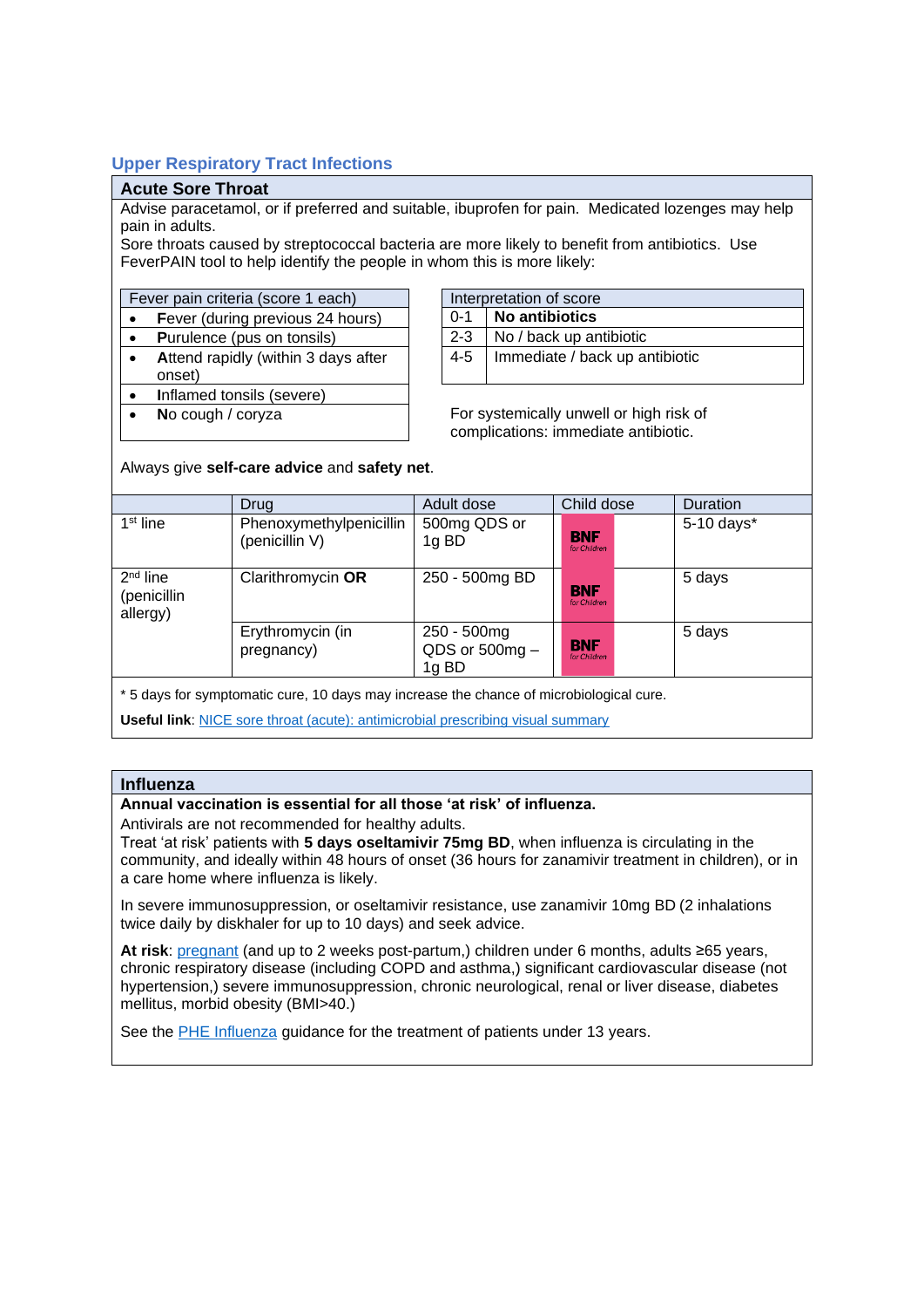## Upper Respiratory Tract Infections

### Acute Sore Throat

Advise paracetamol, or if preferred and suitable, ibuprofen for pain. Medicated lozenges may help pain in adults.
Sore throats caused by streptococcal bacteria are more likely to benefit from antibiotics. Use FeverPAIN tool to help identify the people in whom this is more likely:

| Fever pain criteria (score 1 each) |
|---|
| • **F**ever (during previous 24 hours) |
| • **P**urulence (pus on tonsils) |
| • **A**ttend rapidly (within 3 days after onset) |
| • **I**nflamed tonsils (severe) |
| • **N**o cough / coryza |

| Interpretation of score | |
|---|---|
| 0-1 | **No antibiotics** |
| 2-3 | No / back up antibiotic |
| 4-5 | Immediate / back up antibiotic |

For systemically unwell or high risk of complications: immediate antibiotic.

Always give **self-care advice** and **safety net**.

| | Drug | Adult dose | Child dose | Duration |
|---|---|---|---|---|
| 1st line | Phenoxymethylpenicillin (penicillin V) | 500mg QDS or 1g BD | BNF for Children | 5-10 days* |
| 2nd line (penicillin allergy) | Clarithromycin **OR** | 250 - 500mg BD | BNF for Children | 5 days |
| | Erythromycin (in pregnancy) | 250 - 500mg QDS or 500mg – 1g BD | BNF for Children | 5 days |

* 5 days for symptomatic cure, 10 days may increase the chance of microbiological cure.

**Useful link**: NICE sore throat (acute): antimicrobial prescribing visual summary

### Influenza

**Annual vaccination is essential for all those 'at risk' of influenza.**
Antivirals are not recommended for healthy adults.
Treat 'at risk' patients with **5 days oseltamivir 75mg BD**, when influenza is circulating in the community, and ideally within 48 hours of onset (36 hours for zanamivir treatment in children), or in a care home where influenza is likely.

In severe immunosuppression, or oseltamivir resistance, use zanamivir 10mg BD (2 inhalations twice daily by diskhaler for up to 10 days) and seek advice.

**At risk**: pregnant (and up to 2 weeks post-partum,) children under 6 months, adults ≥65 years, chronic respiratory disease (including COPD and asthma,) significant cardiovascular disease (not hypertension,) severe immunosuppression, chronic neurological, renal or liver disease, diabetes mellitus, morbid obesity (BMI>40.)

See the PHE Influenza guidance for the treatment of patients under 13 years.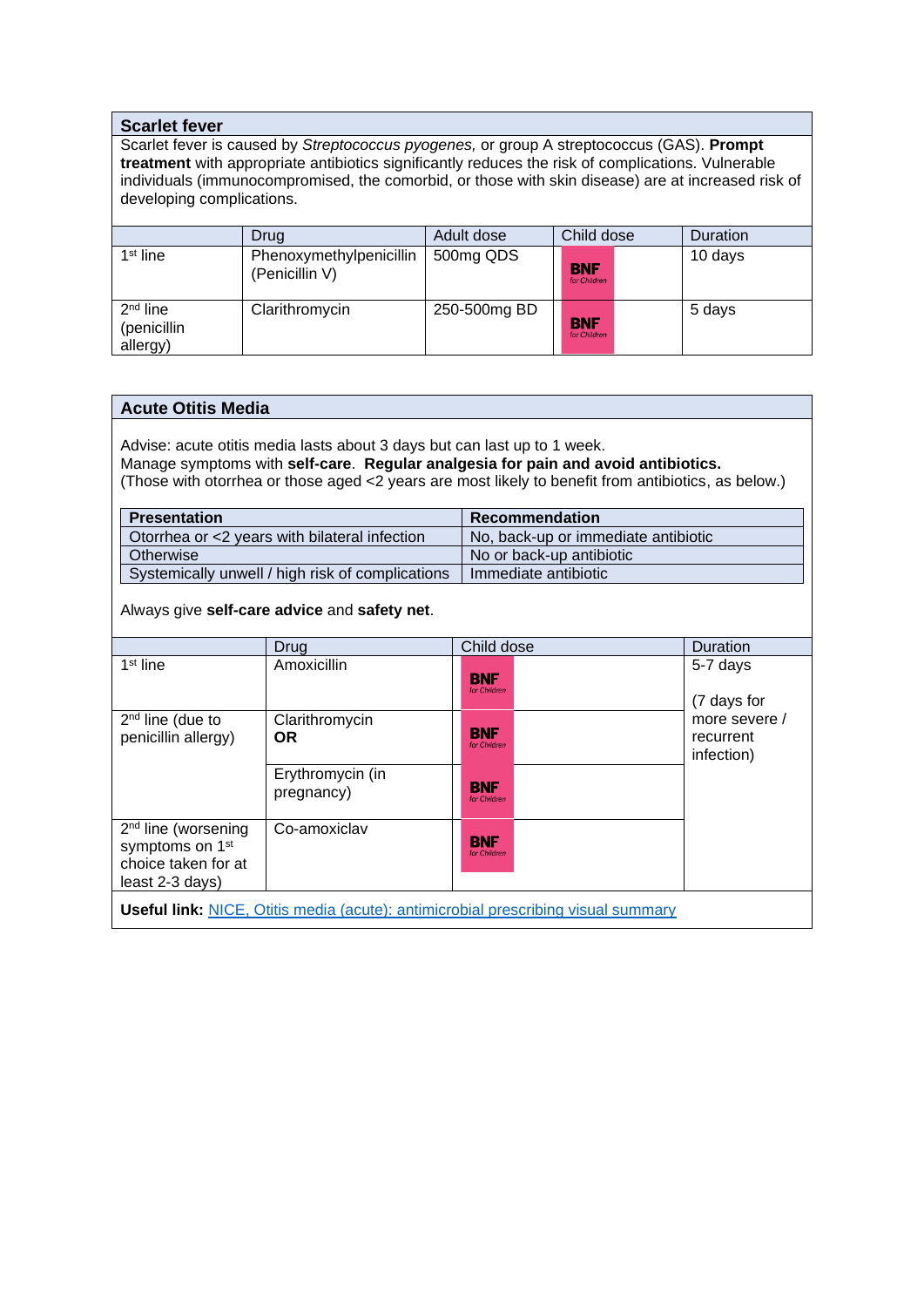## Scarlet fever

Scarlet fever is caused by *Streptococcus pyogenes,* or group A streptococcus (GAS). **Prompt treatment** with appropriate antibiotics significantly reduces the risk of complications. Vulnerable individuals (immunocompromised, the comorbid, or those with skin disease) are at increased risk of developing complications.

| | Drug | Adult dose | Child dose | Duration |
|---|---|---|---|---|
| 1st line | Phenoxymethylpenicillin (Penicillin V) | 500mg QDS | BNF for Children | 10 days |
| 2nd line (penicillin allergy) | Clarithromycin | 250-500mg BD | BNF for Children | 5 days |

## Acute Otitis Media

Advise: acute otitis media lasts about 3 days but can last up to 1 week.
Manage symptoms with **self-care**. **Regular analgesia for pain and avoid antibiotics.**
(Those with otorrhea or those aged <2 years are most likely to benefit from antibiotics, as below.)

| Presentation | Recommendation |
|---|---|
| Otorrhea or <2 years with bilateral infection | No, back-up or immediate antibiotic |
| Otherwise | No or back-up antibiotic |
| Systemically unwell / high risk of complications | Immediate antibiotic |

Always give **self-care advice** and **safety net**.

| | Drug | Child dose | Duration |
|---|---|---|---|
| 1st line | Amoxicillin | BNF for Children | 5-7 days (7 days for more severe / recurrent infection) |
| 2nd line (due to penicillin allergy) | Clarithromycin **OR** | BNF for Children | |
| | Erythromycin (in pregnancy) | BNF for Children | |
| 2nd line (worsening symptoms on 1st choice taken for at least 2-3 days) | Co-amoxiclav | BNF for Children | |

**Useful link:** NICE, Otitis media (acute): antimicrobial prescribing visual summary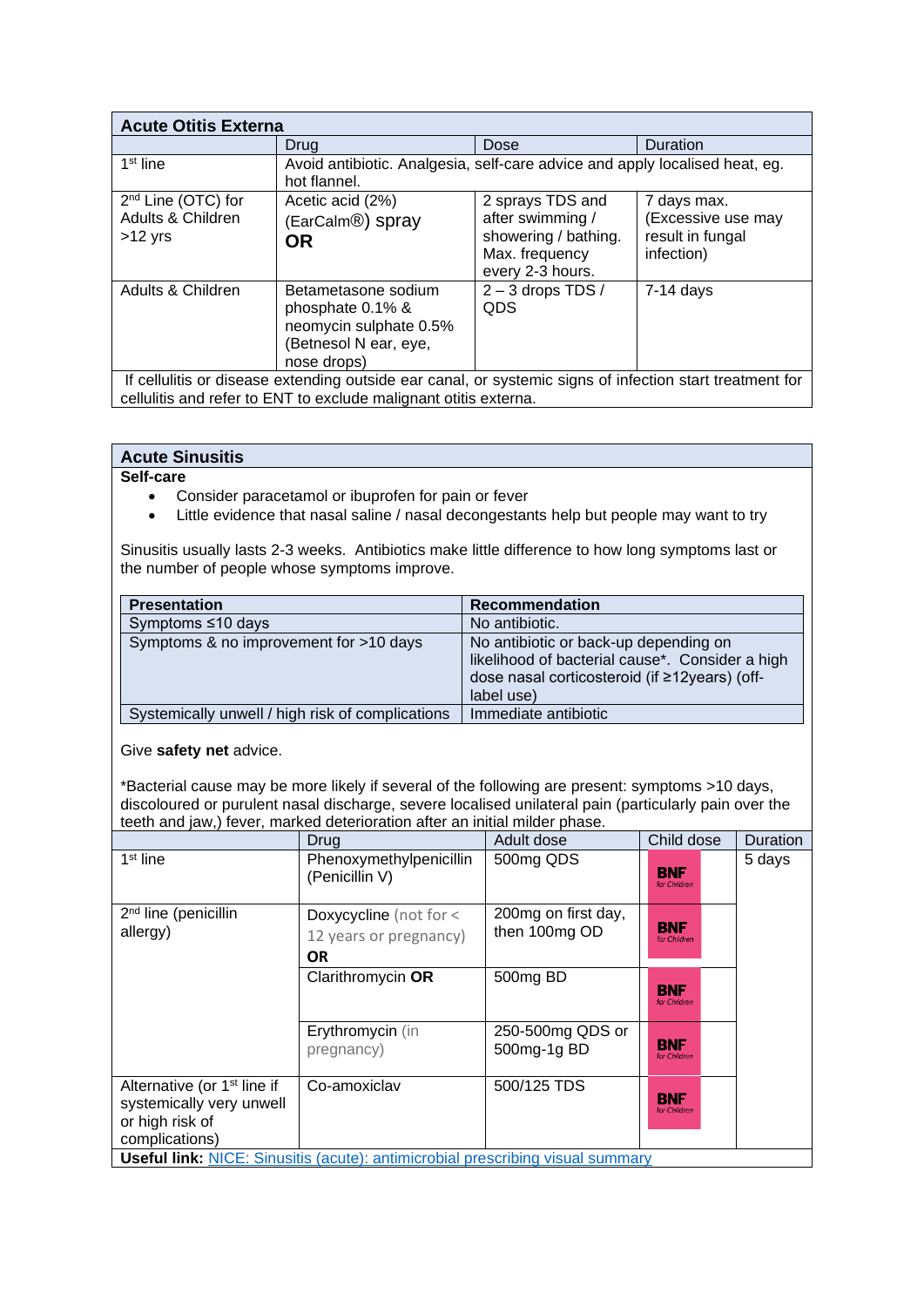## Acute Otitis Externa

| | Drug | Dose | Duration |
|---|---|---|---|
| 1st line | Avoid antibiotic. Analgesia, self-care advice and apply localised heat, eg. hot flannel. | | |
| 2nd Line (OTC) for Adults & Children >12 yrs | Acetic acid (2%) (EarCalm®) spray **OR** | 2 sprays TDS and after swimming / showering / bathing. Max. frequency every 2-3 hours. | 7 days max. (Excessive use may result in fungal infection) |
| Adults & Children | Betametasone sodium phosphate 0.1% & neomycin sulphate 0.5% (Betnesol N ear, eye, nose drops) | 2 – 3 drops TDS / QDS | 7-14 days |

If cellulitis or disease extending outside ear canal, or systemic signs of infection start treatment for cellulitis and refer to ENT to exclude malignant otitis externa.

## Acute Sinusitis

**Self-care**

- Consider paracetamol or ibuprofen for pain or fever
- Little evidence that nasal saline / nasal decongestants help but people may want to try

Sinusitis usually lasts 2-3 weeks. Antibiotics make little difference to how long symptoms last or the number of people whose symptoms improve.

| Presentation | Recommendation |
|---|---|
| Symptoms ≤10 days | No antibiotic. |
| Symptoms & no improvement for >10 days | No antibiotic or back-up depending on likelihood of bacterial cause*. Consider a high dose nasal corticosteroid (if ≥12years) (off-label use) |
| Systemically unwell / high risk of complications | Immediate antibiotic |

Give **safety net** advice.

*Bacterial cause may be more likely if several of the following are present: symptoms >10 days, discoloured or purulent nasal discharge, severe localised unilateral pain (particularly pain over the teeth and jaw,) fever, marked deterioration after an initial milder phase.

| | Drug | Adult dose | Child dose | Duration |
|---|---|---|---|---|
| 1st line | Phenoxymethylpenicillin (Penicillin V) | 500mg QDS | BNF for Children | 5 days |
| 2nd line (penicillin allergy) | Doxycycline (not for < 12 years or pregnancy) **OR** | 200mg on first day, then 100mg OD | BNF for Children | |
| | Clarithromycin **OR** | 500mg BD | BNF for Children | |
| | Erythromycin (in pregnancy) | 250-500mg QDS or 500mg-1g BD | BNF for Children | |
| Alternative (or 1st line if systemically very unwell or high risk of complications) | Co-amoxiclav | 500/125 TDS | BNF for Children | |

**Useful link:** NICE: Sinusitis (acute): antimicrobial prescribing visual summary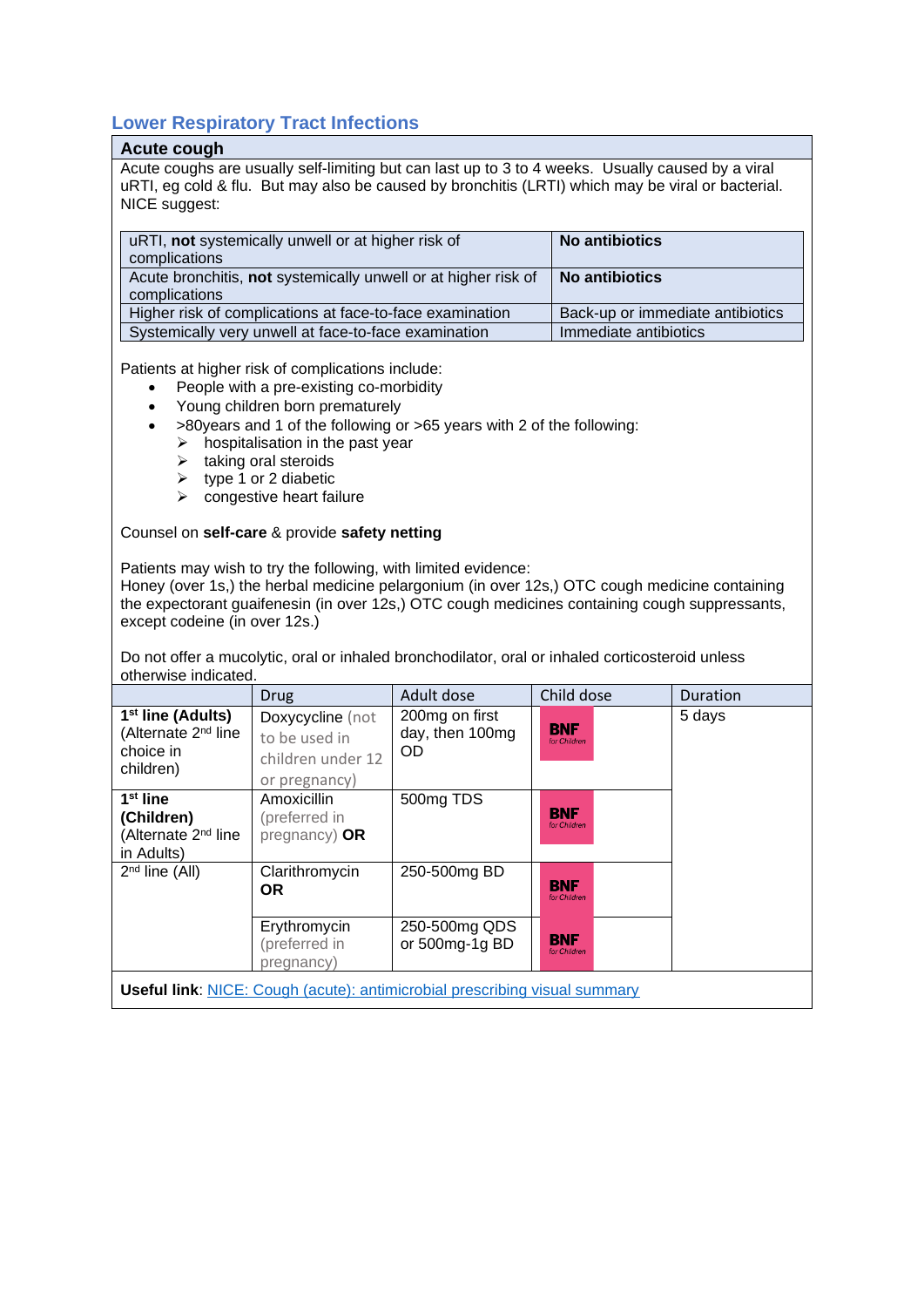## Lower Respiratory Tract Infections

### Acute cough

Acute coughs are usually self-limiting but can last up to 3 to 4 weeks. Usually caused by a viral uRTI, eg cold & flu. But may also be caused by bronchitis (LRTI) which may be viral or bacterial. NICE suggest:

| | |
|---|---|
| uRTI, **not** systemically unwell or at higher risk of complications | **No antibiotics** |
| Acute bronchitis, **not** systemically unwell or at higher risk of complications | **No antibiotics** |
| Higher risk of complications at face-to-face examination | Back-up or immediate antibiotics |
| Systemically very unwell at face-to-face examination | Immediate antibiotics |

Patients at higher risk of complications include:

- People with a pre-existing co-morbidity
- Young children born prematurely
- >80years and 1 of the following or >65 years with 2 of the following:
  - hospitalisation in the past year
  - taking oral steroids
  - type 1 or 2 diabetic
  - congestive heart failure

Counsel on **self-care** & provide **safety netting**

Patients may wish to try the following, with limited evidence:
Honey (over 1s,) the herbal medicine pelargonium (in over 12s,) OTC cough medicine containing the expectorant guaifenesin (in over 12s,) OTC cough medicines containing cough suppressants, except codeine (in over 12s.)

Do not offer a mucolytic, oral or inhaled bronchodilator, oral or inhaled corticosteroid unless otherwise indicated.

| | Drug | Adult dose | Child dose | Duration |
|---|---|---|---|---|
| **1st line (Adults)** (Alternate 2nd line choice in children) | Doxycycline (not to be used in children under 12 or pregnancy) | 200mg on first day, then 100mg OD | BNF for Children | 5 days |
| **1st line (Children)** (Alternate 2nd line in Adults) | Amoxicillin (preferred in pregnancy) **OR** | 500mg TDS | BNF for Children | |
| 2nd line (All) | Clarithromycin **OR** | 250-500mg BD | BNF for Children | |
| | Erythromycin (preferred in pregnancy) | 250-500mg QDS or 500mg-1g BD | BNF for Children | |

**Useful link**: [NICE: Cough (acute): antimicrobial prescribing visual summary]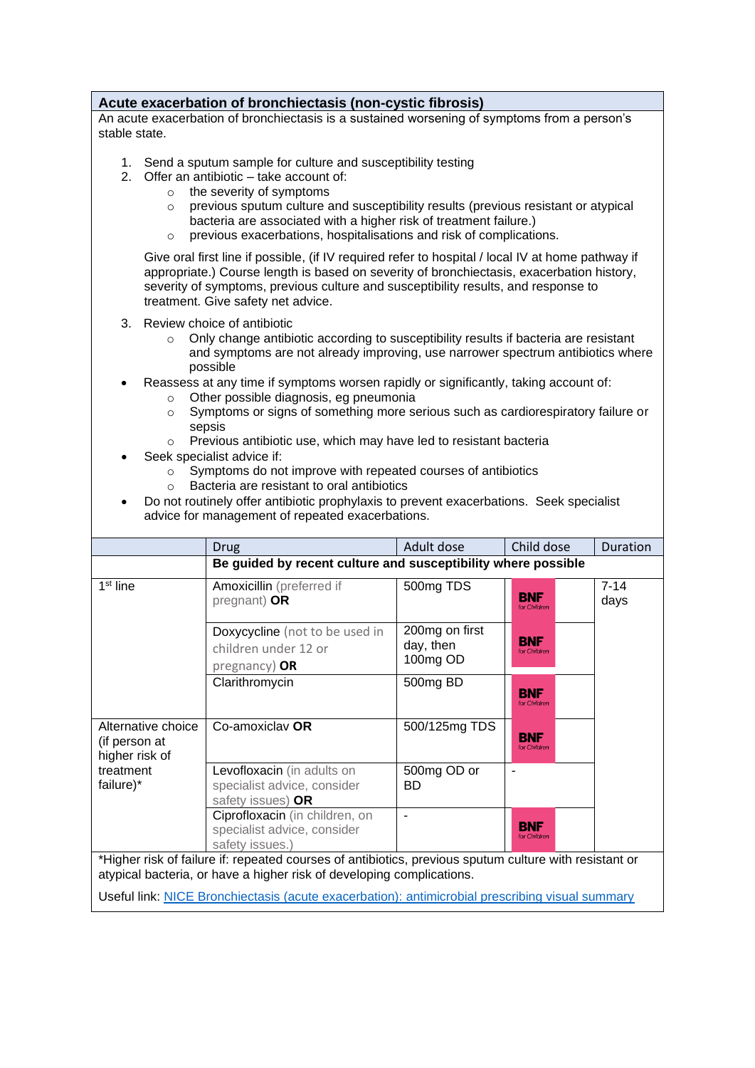## Acute exacerbation of bronchiectasis (non-cystic fibrosis)

An acute exacerbation of bronchiectasis is a sustained worsening of symptoms from a person's stable state.

1. Send a sputum sample for culture and susceptibility testing
2. Offer an antibiotic – take account of:
   - the severity of symptoms
   - previous sputum culture and susceptibility results (previous resistant or atypical bacteria are associated with a higher risk of treatment failure.)
   - previous exacerbations, hospitalisations and risk of complications.

   Give oral first line if possible, (if IV required refer to hospital / local IV at home pathway if appropriate.) Course length is based on severity of bronchiectasis, exacerbation history, severity of symptoms, previous culture and susceptibility results, and response to treatment. Give safety net advice.

3. Review choice of antibiotic
   - Only change antibiotic according to susceptibility results if bacteria are resistant and symptoms are not already improving, use narrower spectrum antibiotics where possible

- Reassess at any time if symptoms worsen rapidly or significantly, taking account of:
  - Other possible diagnosis, eg pneumonia
  - Symptoms or signs of something more serious such as cardiorespiratory failure or sepsis
  - Previous antibiotic use, which may have led to resistant bacteria
- Seek specialist advice if:
  - Symptoms do not improve with repeated courses of antibiotics
  - Bacteria are resistant to oral antibiotics
- Do not routinely offer antibiotic prophylaxis to prevent exacerbations. Seek specialist advice for management of repeated exacerbations.

| | Drug | Adult dose | Child dose | Duration |
|---|---|---|---|---|
| | **Be guided by recent culture and susceptibility where possible** | | | |
| 1st line | Amoxicillin (preferred if pregnant) **OR** | 500mg TDS | BNF for Children | 7-14 days |
| | Doxycycline (not to be used in children under 12 or pregnancy) **OR** | 200mg on first day, then 100mg OD | BNF for Children | |
| | Clarithromycin | 500mg BD | BNF for Children | |
| Alternative choice (if person at higher risk of treatment failure)* | Co-amoxiclav **OR** | 500/125mg TDS | BNF for Children | |
| | Levofloxacin (in adults on specialist advice, consider safety issues) **OR** | 500mg OD or BD | - | |
| | Ciprofloxacin (in children, on specialist advice, consider safety issues.) | - | BNF for Children | |

*Higher risk of failure if: repeated courses of antibiotics, previous sputum culture with resistant or atypical bacteria, or have a higher risk of developing complications.

Useful link: [NICE Bronchiectasis (acute exacerbation): antimicrobial prescribing visual summary]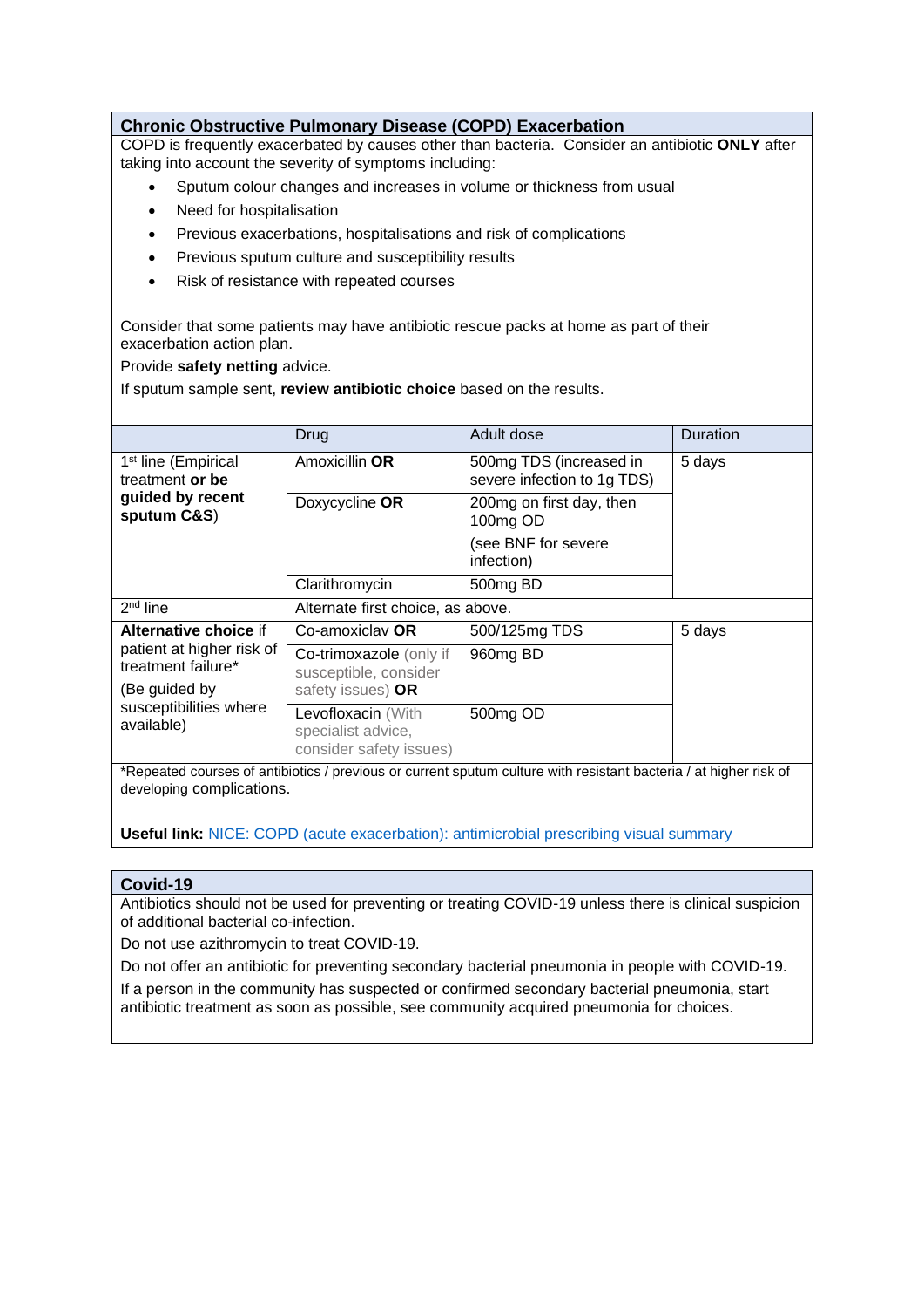## Chronic Obstructive Pulmonary Disease (COPD) Exacerbation

COPD is frequently exacerbated by causes other than bacteria. Consider an antibiotic **ONLY** after taking into account the severity of symptoms including:

- Sputum colour changes and increases in volume or thickness from usual
- Need for hospitalisation
- Previous exacerbations, hospitalisations and risk of complications
- Previous sputum culture and susceptibility results
- Risk of resistance with repeated courses

Consider that some patients may have antibiotic rescue packs at home as part of their exacerbation action plan.

Provide **safety netting** advice.

If sputum sample sent, **review antibiotic choice** based on the results.

| | Drug | Adult dose | Duration |
|---|---|---|---|
| 1st line (Empirical treatment **or be guided by recent sputum C&S**) | Amoxicillin **OR** | 500mg TDS (increased in severe infection to 1g TDS) | 5 days |
| | Doxycycline **OR** | 200mg on first day, then 100mg OD (see BNF for severe infection) | |
| | Clarithromycin | 500mg BD | |
| 2nd line | Alternate first choice, as above. | | |
| **Alternative choice** if patient at higher risk of treatment failure* (Be guided by susceptibilities where available) | Co-amoxiclav **OR** | 500/125mg TDS | 5 days |
| | Co-trimoxazole (only if susceptible, consider safety issues) **OR** | 960mg BD | |
| | Levofloxacin (With specialist advice, consider safety issues) | 500mg OD | |

*Repeated courses of antibiotics / previous or current sputum culture with resistant bacteria / at higher risk of developing complications.

**Useful link:** [NICE: COPD (acute exacerbation): antimicrobial prescribing visual summary]

## Covid-19

Antibiotics should not be used for preventing or treating COVID-19 unless there is clinical suspicion of additional bacterial co-infection.

Do not use azithromycin to treat COVID-19.

Do not offer an antibiotic for preventing secondary bacterial pneumonia in people with COVID-19.

If a person in the community has suspected or confirmed secondary bacterial pneumonia, start antibiotic treatment as soon as possible, see community acquired pneumonia for choices.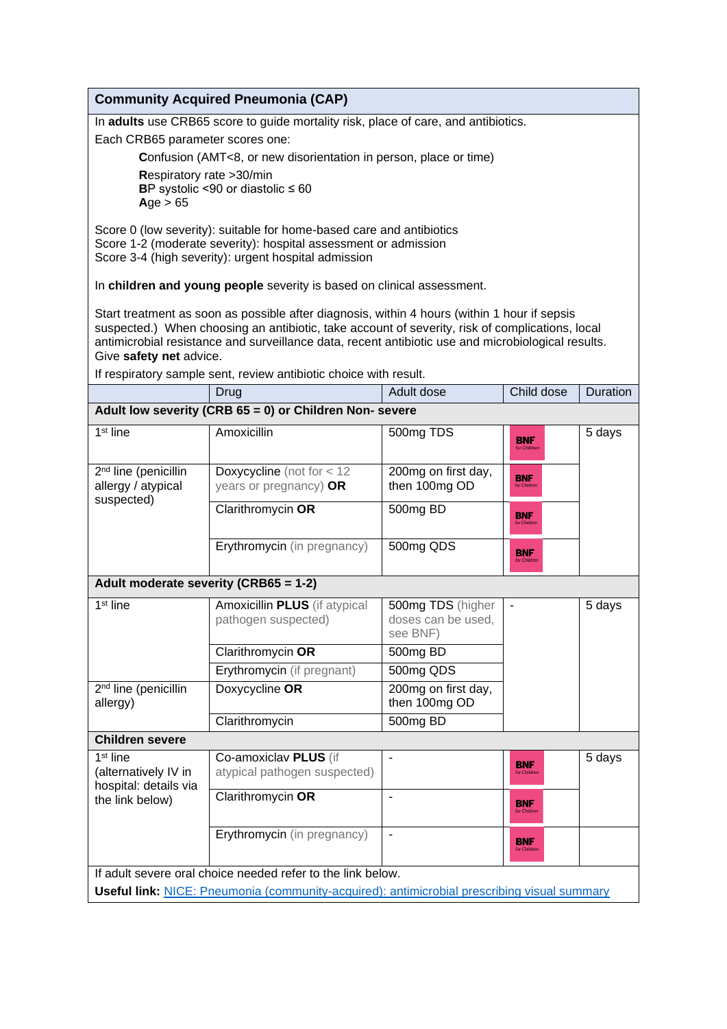## Community Acquired Pneumonia (CAP)

In **adults** use CRB65 score to guide mortality risk, place of care, and antibiotics.

Each CRB65 parameter scores one:

**C**onfusion (AMT<8, or new disorientation in person, place or time)
**R**espiratory rate >30/min
**B**P systolic <90 or diastolic ≤ 60
**A**ge > 65

Score 0 (low severity): suitable for home-based care and antibiotics
Score 1-2 (moderate severity): hospital assessment or admission
Score 3-4 (high severity): urgent hospital admission

In **children and young people** severity is based on clinical assessment.

Start treatment as soon as possible after diagnosis, within 4 hours (within 1 hour if sepsis suspected.) When choosing an antibiotic, take account of severity, risk of complications, local antimicrobial resistance and surveillance data, recent antibiotic use and microbiological results. Give **safety net** advice.

If respiratory sample sent, review antibiotic choice with result.

| | Drug | Adult dose | Child dose | Duration |
|---|---|---|---|---|
| **Adult low severity (CRB 65 = 0) or Children Non- severe** | | | | |
| 1st line | Amoxicillin | 500mg TDS | BNF for Children | 5 days |
| 2nd line (penicillin allergy / atypical suspected) | Doxycycline (not for < 12 years or pregnancy) **OR** | 200mg on first day, then 100mg OD | BNF for Children | |
| | Clarithromycin **OR** | 500mg BD | BNF for Children | |
| | Erythromycin (in pregnancy) | 500mg QDS | BNF for Children | |
| **Adult moderate severity (CRB65 = 1-2)** | | | | |
| 1st line | Amoxicillin **PLUS** (if atypical pathogen suspected) | 500mg TDS (higher doses can be used, see BNF) | - | 5 days |
| | Clarithromycin **OR** | 500mg BD | | |
| | Erythromycin (if pregnant) | 500mg QDS | | |
| 2nd line (penicillin allergy) | Doxycycline **OR** | 200mg on first day, then 100mg OD | | |
| | Clarithromycin | 500mg BD | | |
| **Children severe** | | | | |
| 1st line (alternatively IV in hospital: details via the link below) | Co-amoxiclav **PLUS** (if atypical pathogen suspected) | - | BNF for Children | 5 days |
| | Clarithromycin **OR** | - | BNF for Children | |
| | Erythromycin (in pregnancy) | - | BNF for Children | |

If adult severe oral choice needed refer to the link below.

**Useful link:** NICE: Pneumonia (community-acquired): antimicrobial prescribing visual summary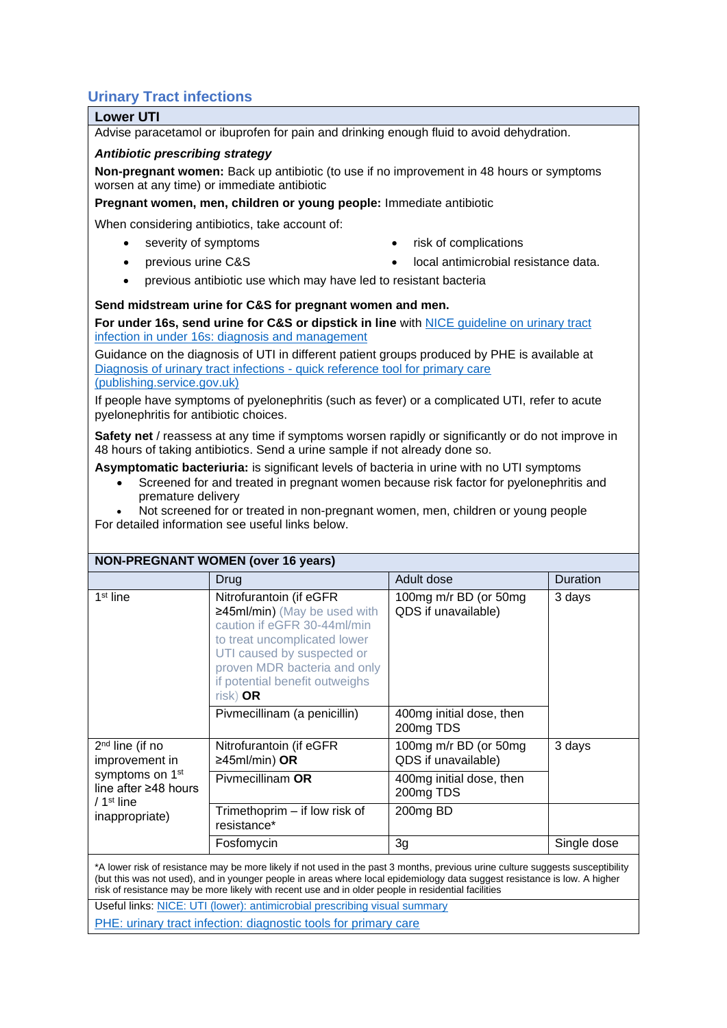## Urinary Tract infections

### Lower UTI

Advise paracetamol or ibuprofen for pain and drinking enough fluid to avoid dehydration.

***Antibiotic prescribing strategy***

**Non-pregnant women:** Back up antibiotic (to use if no improvement in 48 hours or symptoms worsen at any time) or immediate antibiotic

**Pregnant women, men, children or young people:** Immediate antibiotic

When considering antibiotics, take account of:

- severity of symptoms
- risk of complications
- previous urine C&S
- local antimicrobial resistance data.
- previous antibiotic use which may have led to resistant bacteria

**Send midstream urine for C&S for pregnant women and men.**

**For under 16s, send urine for C&S or dipstick in line** with [NICE guideline on urinary tract infection in under 16s: diagnosis and management]()

Guidance on the diagnosis of UTI in different patient groups produced by PHE is available at [Diagnosis of urinary tract infections - quick reference tool for primary care (publishing.service.gov.uk)]()

If people have symptoms of pyelonephritis (such as fever) or a complicated UTI, refer to acute pyelonephritis for antibiotic choices.

**Safety net** / reassess at any time if symptoms worsen rapidly or significantly or do not improve in 48 hours of taking antibiotics. Send a urine sample if not already done so.

**Asymptomatic bacteriuria:** is significant levels of bacteria in urine with no UTI symptoms

- Screened for and treated in pregnant women because risk factor for pyelonephritis and premature delivery
- Not screened for or treated in non-pregnant women, men, children or young people

For detailed information see useful links below.

**NON-PREGNANT WOMEN (over 16 years)**

| | Drug | Adult dose | Duration |
|---|---|---|---|
| 1st line | Nitrofurantoin (if eGFR ≥45ml/min) (May be used with caution if eGFR 30-44ml/min to treat uncomplicated lower UTI caused by suspected or proven MDR bacteria and only if potential benefit outweighs risk) **OR** | 100mg m/r BD (or 50mg QDS if unavailable) | 3 days |
| | Pivmecillinam (a penicillin) | 400mg initial dose, then 200mg TDS | |
| 2nd line (if no improvement in symptoms on 1st line after ≥48 hours / 1st line inappropriate) | Nitrofurantoin (if eGFR ≥45ml/min) **OR** | 100mg m/r BD (or 50mg QDS if unavailable) | 3 days |
| | Pivmecillinam **OR** | 400mg initial dose, then 200mg TDS | |
| | Trimethoprim – if low risk of resistance* | 200mg BD | |
| | Fosfomycin | 3g | Single dose |

*A lower risk of resistance may be more likely if not used in the past 3 months, previous urine culture suggests susceptibility (but this was not used), and in younger people in areas where local epidemiology data suggest resistance is low. A higher risk of resistance may be more likely with recent use and in older people in residential facilities

Useful links: [NICE: UTI (lower): antimicrobial prescribing visual summary]()

[PHE: urinary tract infection: diagnostic tools for primary care]()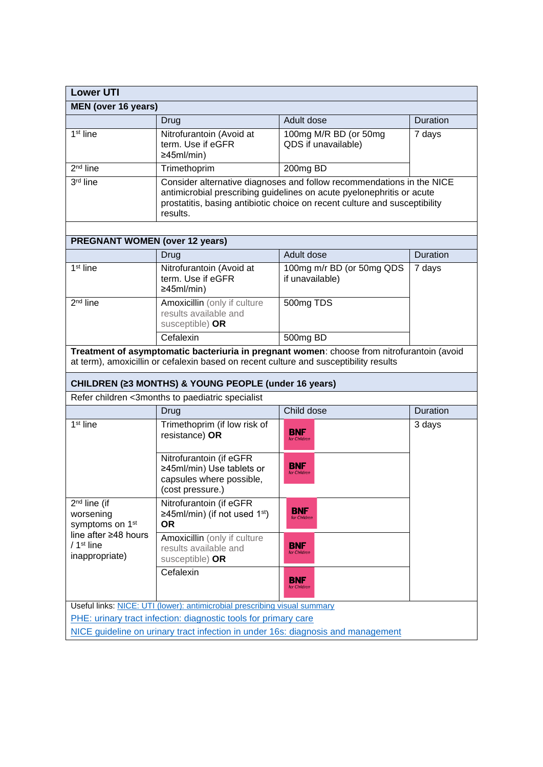| Lower UTI | | | |
|---|---|---|---|
| **MEN (over 16 years)** | | | |
| | Drug | Adult dose | Duration |
| 1st line | Nitrofurantoin (Avoid at term. Use if eGFR ≥45ml/min) | 100mg M/R BD (or 50mg QDS if unavailable) | 7 days |
| 2nd line | Trimethoprim | 200mg BD | |
| 3rd line | Consider alternative diagnoses and follow recommendations in the NICE antimicrobial prescribing guidelines on acute pyelonephritis or acute prostatitis, basing antibiotic choice on recent culture and susceptibility results. | | |
| | | | |
| **PREGNANT WOMEN (over 12 years)** | | | |
| | Drug | Adult dose | Duration |
| 1st line | Nitrofurantoin (Avoid at term. Use if eGFR ≥45ml/min) | 100mg m/r BD (or 50mg QDS if unavailable) | 7 days |
| 2nd line | Amoxicillin (only if culture results available and susceptible) **OR** | 500mg TDS | |
| | Cefalexin | 500mg BD | |
| **Treatment of asymptomatic bacteriuria in pregnant women**: choose from nitrofurantoin (avoid at term), amoxicillin or cefalexin based on recent culture and susceptibility results | | | |
| **CHILDREN (≥3 MONTHS) & YOUNG PEOPLE (under 16 years)** | | | |
| Refer children <3months to paediatric specialist | | | |
| | Drug | Child dose | Duration |
| 1st line | Trimethoprim (if low risk of resistance) **OR** | BNF for Children | 3 days |
| | Nitrofurantoin (if eGFR ≥45ml/min) Use tablets or capsules where possible, (cost pressure.) | BNF for Children | |
| 2nd line (if worsening symptoms on 1st line after ≥48 hours / 1st line inappropriate) | Nitrofurantoin (if eGFR ≥45ml/min) (if not used 1st) **OR** | BNF for Children | |
| | Amoxicillin (only if culture results available and susceptible) **OR** | BNF for Children | |
| | Cefalexin | BNF for Children | |

Useful links: NICE: UTI (lower): antimicrobial prescribing visual summary

PHE: urinary tract infection: diagnostic tools for primary care

NICE guideline on urinary tract infection in under 16s: diagnosis and management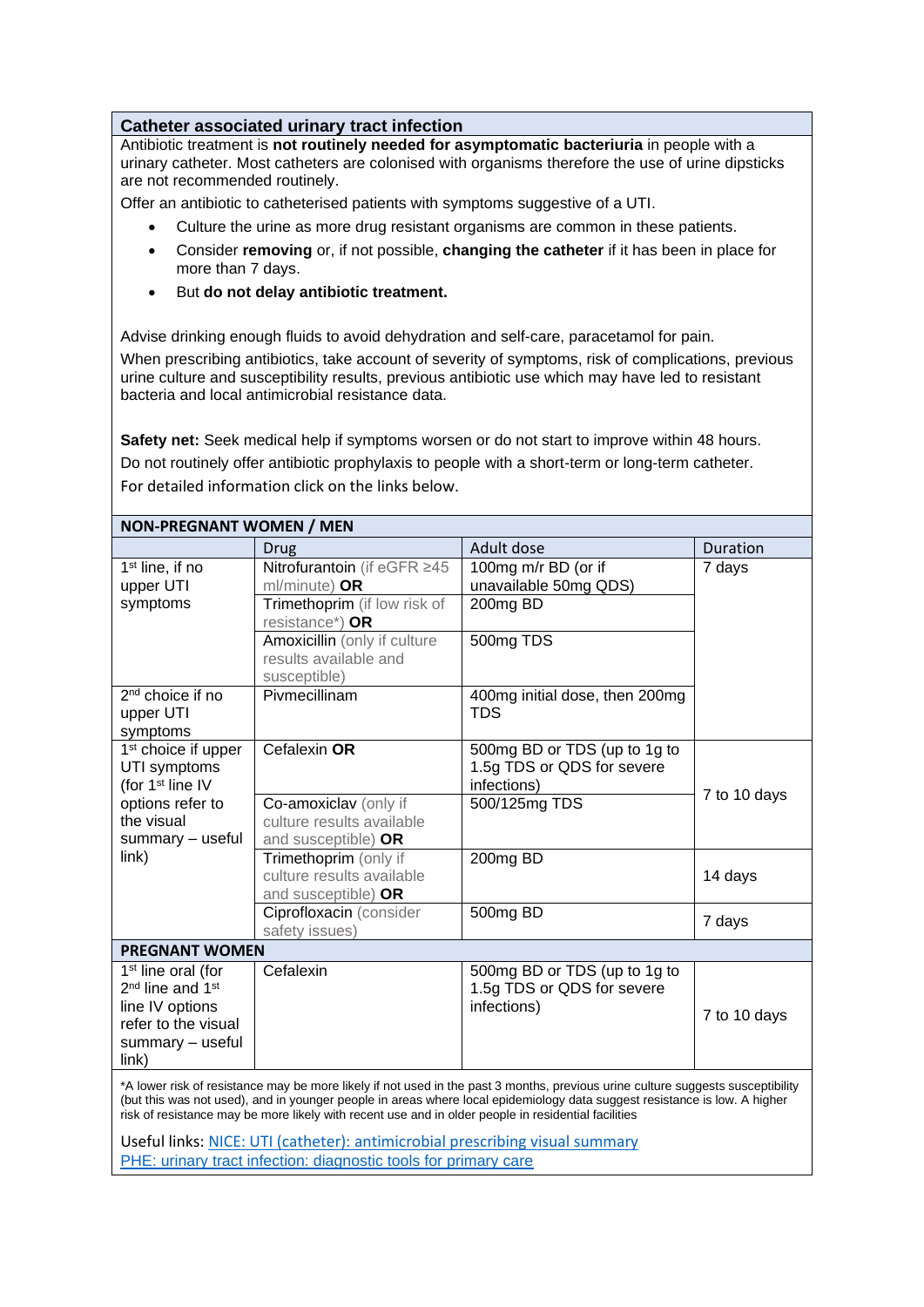## Catheter associated urinary tract infection

Antibiotic treatment is **not routinely needed for asymptomatic bacteriuria** in people with a urinary catheter. Most catheters are colonised with organisms therefore the use of urine dipsticks are not recommended routinely.

Offer an antibiotic to catheterised patients with symptoms suggestive of a UTI.

- Culture the urine as more drug resistant organisms are common in these patients.
- Consider **removing** or, if not possible, **changing the catheter** if it has been in place for more than 7 days.
- But **do not delay antibiotic treatment.**

Advise drinking enough fluids to avoid dehydration and self-care, paracetamol for pain.

When prescribing antibiotics, take account of severity of symptoms, risk of complications, previous urine culture and susceptibility results, previous antibiotic use which may have led to resistant bacteria and local antimicrobial resistance data.

**Safety net:** Seek medical help if symptoms worsen or do not start to improve within 48 hours.

Do not routinely offer antibiotic prophylaxis to people with a short-term or long-term catheter.

For detailed information click on the links below.

| NON-PREGNANT WOMEN / MEN | | | |
|---|---|---|---|
| | Drug | Adult dose | Duration |
| 1st line, if no upper UTI symptoms | Nitrofurantoin (if eGFR ≥45 ml/minute) **OR** | 100mg m/r BD (or if unavailable 50mg QDS) | 7 days |
| | Trimethoprim (if low risk of resistance*) **OR** | 200mg BD | |
| | Amoxicillin (only if culture results available and susceptible) | 500mg TDS | |
| 2nd choice if no upper UTI symptoms | Pivmecillinam | 400mg initial dose, then 200mg TDS | |
| 1st choice if upper UTI symptoms (for 1st line IV options refer to the visual summary – useful link) | Cefalexin **OR** | 500mg BD or TDS (up to 1g to 1.5g TDS or QDS for severe infections) | 7 to 10 days |
| | Co-amoxiclav (only if culture results available and susceptible) **OR** | 500/125mg TDS | |
| | Trimethoprim (only if culture results available and susceptible) **OR** | 200mg BD | 14 days |
| | Ciprofloxacin (consider safety issues) | 500mg BD | 7 days |
| **PREGNANT WOMEN** | | | |
| 1st line oral (for 2nd line and 1st line IV options refer to the visual summary – useful link) | Cefalexin | 500mg BD or TDS (up to 1g to 1.5g TDS or QDS for severe infections) | 7 to 10 days |

*A lower risk of resistance may be more likely if not used in the past 3 months, previous urine culture suggests susceptibility (but this was not used), and in younger people in areas where local epidemiology data suggest resistance is low. A higher risk of resistance may be more likely with recent use and in older people in residential facilities

Useful links: NICE: UTI (catheter): antimicrobial prescribing visual summary
PHE: urinary tract infection: diagnostic tools for primary care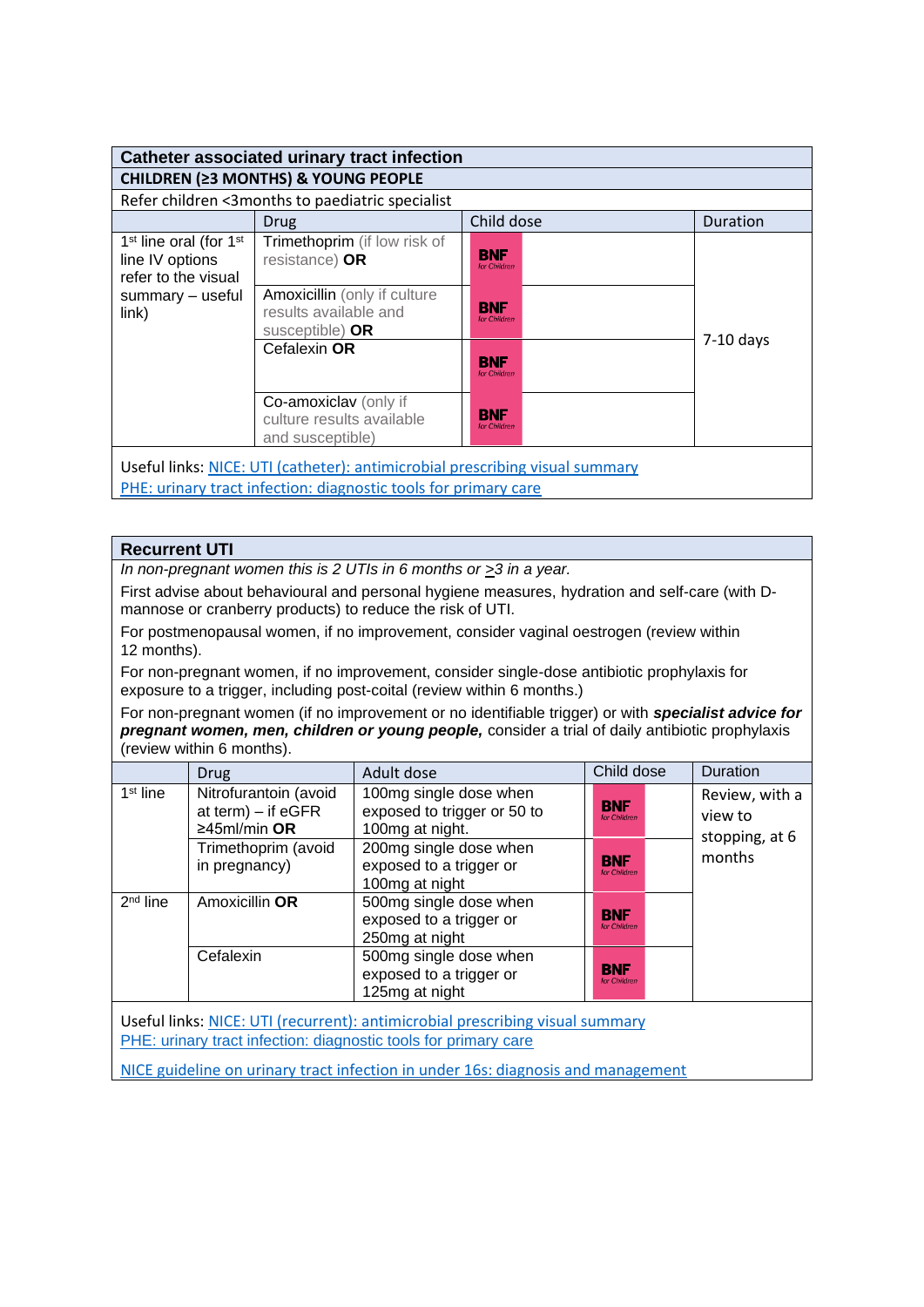## Catheter associated urinary tract infection

**CHILDREN (≥3 MONTHS) & YOUNG PEOPLE**

Refer children <3months to paediatric specialist

| | Drug | Child dose | Duration |
|---|---|---|---|
| 1st line oral (for 1st line IV options refer to the visual summary – useful link) | Trimethoprim (if low risk of resistance) **OR** | BNF for Children | 7-10 days |
| | Amoxicillin (only if culture results available and susceptible) **OR** | BNF for Children | |
| | Cefalexin **OR** | BNF for Children | |
| | Co-amoxiclav (only if culture results available and susceptible) | BNF for Children | |

Useful links: NICE: UTI (catheter): antimicrobial prescribing visual summary
PHE: urinary tract infection: diagnostic tools for primary care

## Recurrent UTI

*In non-pregnant women this is 2 UTIs in 6 months or >3 in a year.*

First advise about behavioural and personal hygiene measures, hydration and self-care (with D-mannose or cranberry products) to reduce the risk of UTI.

For postmenopausal women, if no improvement, consider vaginal oestrogen (review within 12 months).

For non-pregnant women, if no improvement, consider single-dose antibiotic prophylaxis for exposure to a trigger, including post-coital (review within 6 months.)

For non-pregnant women (if no improvement or no identifiable trigger) or with ***specialist advice for pregnant women, men, children or young people,*** consider a trial of daily antibiotic prophylaxis (review within 6 months).

| | Drug | Adult dose | Child dose | Duration |
|---|---|---|---|---|
| 1st line | Nitrofurantoin (avoid at term) – if eGFR ≥45ml/min **OR** | 100mg single dose when exposed to trigger or 50 to 100mg at night. | BNF for Children | Review, with a view to stopping, at 6 months |
| | Trimethoprim (avoid in pregnancy) | 200mg single dose when exposed to a trigger or 100mg at night | BNF for Children | |
| 2nd line | Amoxicillin **OR** | 500mg single dose when exposed to a trigger or 250mg at night | BNF for Children | |
| | Cefalexin | 500mg single dose when exposed to a trigger or 125mg at night | BNF for Children | |

Useful links: NICE: UTI (recurrent): antimicrobial prescribing visual summary
PHE: urinary tract infection: diagnostic tools for primary care

NICE guideline on urinary tract infection in under 16s: diagnosis and management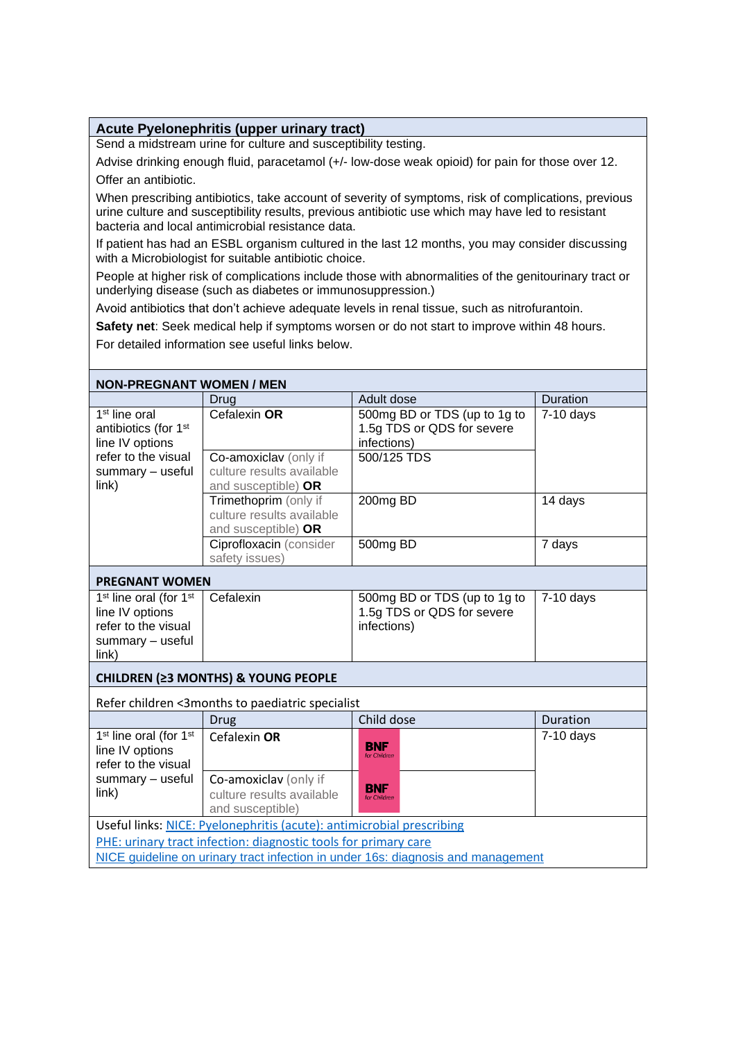## Acute Pyelonephritis (upper urinary tract)

Send a midstream urine for culture and susceptibility testing.

Advise drinking enough fluid, paracetamol (+/- low-dose weak opioid) for pain for those over 12.

Offer an antibiotic.

When prescribing antibiotics, take account of severity of symptoms, risk of complications, previous urine culture and susceptibility results, previous antibiotic use which may have led to resistant bacteria and local antimicrobial resistance data.

If patient has had an ESBL organism cultured in the last 12 months, you may consider discussing with a Microbiologist for suitable antibiotic choice.

People at higher risk of complications include those with abnormalities of the genitourinary tract or underlying disease (such as diabetes or immunosuppression.)

Avoid antibiotics that don't achieve adequate levels in renal tissue, such as nitrofurantoin.

**Safety net**: Seek medical help if symptoms worsen or do not start to improve within 48 hours.

For detailed information see useful links below.

### NON-PREGNANT WOMEN / MEN

| | Drug | Adult dose | Duration |
|---|---|---|---|
| 1st line oral antibiotics (for 1st line IV options refer to the visual summary – useful link) | Cefalexin **OR** | 500mg BD or TDS (up to 1g to 1.5g TDS or QDS for severe infections) | 7-10 days |
| | Co-amoxiclav (only if culture results available and susceptible) **OR** | 500/125 TDS | |
| | Trimethoprim (only if culture results available and susceptible) **OR** | 200mg BD | 14 days |
| | Ciprofloxacin (consider safety issues) | 500mg BD | 7 days |

### PREGNANT WOMEN

| | Drug | Adult dose | Duration |
|---|---|---|---|
| 1st line oral (for 1st line IV options refer to the visual summary – useful link) | Cefalexin | 500mg BD or TDS (up to 1g to 1.5g TDS or QDS for severe infections) | 7-10 days |

### CHILDREN (≥3 MONTHS) & YOUNG PEOPLE

Refer children <3months to paediatric specialist

| | Drug | Child dose | Duration |
|---|---|---|---|
| 1st line oral (for 1st line IV options refer to the visual summary – useful link) | Cefalexin **OR** | BNF for Children | 7-10 days |
| | Co-amoxiclav (only if culture results available and susceptible) | BNF for Children | |

Useful links: [NICE: Pyelonephritis (acute): antimicrobial prescribing]

[PHE: urinary tract infection: diagnostic tools for primary care]

[NICE guideline on urinary tract infection in under 16s: diagnosis and management]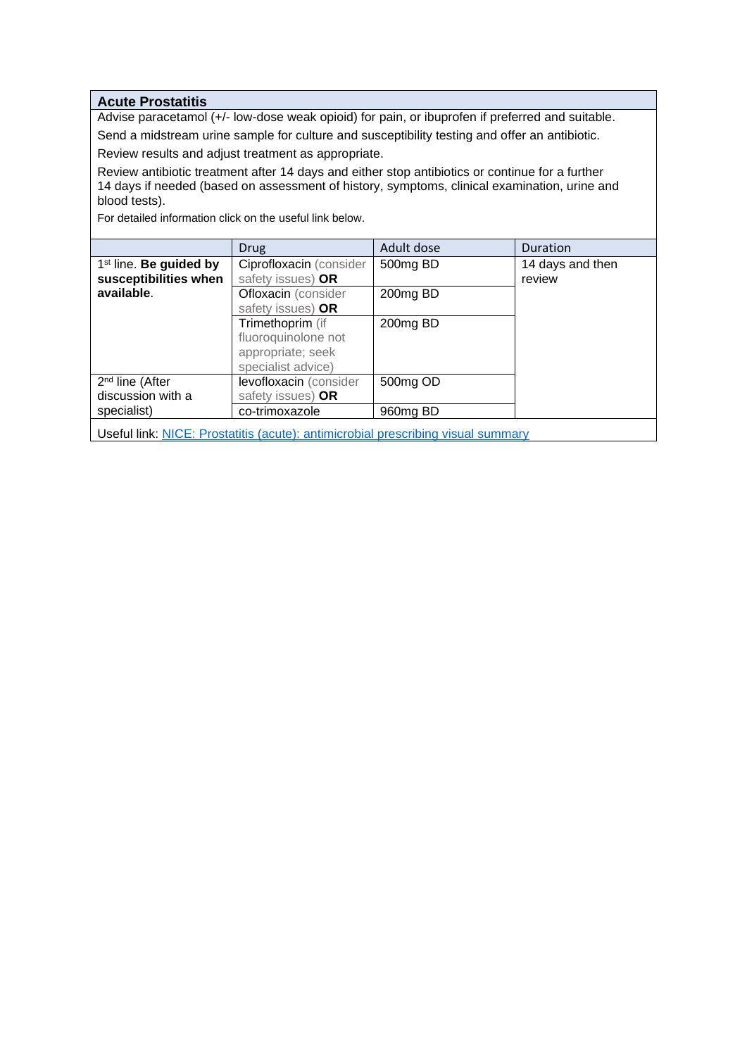## Acute Prostatitis

Advise paracetamol (+/- low-dose weak opioid) for pain, or ibuprofen if preferred and suitable.

Send a midstream urine sample for culture and susceptibility testing and offer an antibiotic.

Review results and adjust treatment as appropriate.

Review antibiotic treatment after 14 days and either stop antibiotics or continue for a further 14 days if needed (based on assessment of history, symptoms, clinical examination, urine and blood tests).

For detailed information click on the useful link below.

| | Drug | Adult dose | Duration |
|---|---|---|---|
| 1st line. **Be guided by susceptibilities when available**. | Ciprofloxacin (consider safety issues) **OR** | 500mg BD | 14 days and then review |
| | Ofloxacin (consider safety issues) **OR** | 200mg BD | |
| | Trimethoprim (if fluoroquinolone not appropriate; seek specialist advice) | 200mg BD | |
| 2nd line (After discussion with a specialist) | levofloxacin (consider safety issues) **OR** | 500mg OD | |
| | co-trimoxazole | 960mg BD | |

Useful link: NICE: Prostatitis (acute): antimicrobial prescribing visual summary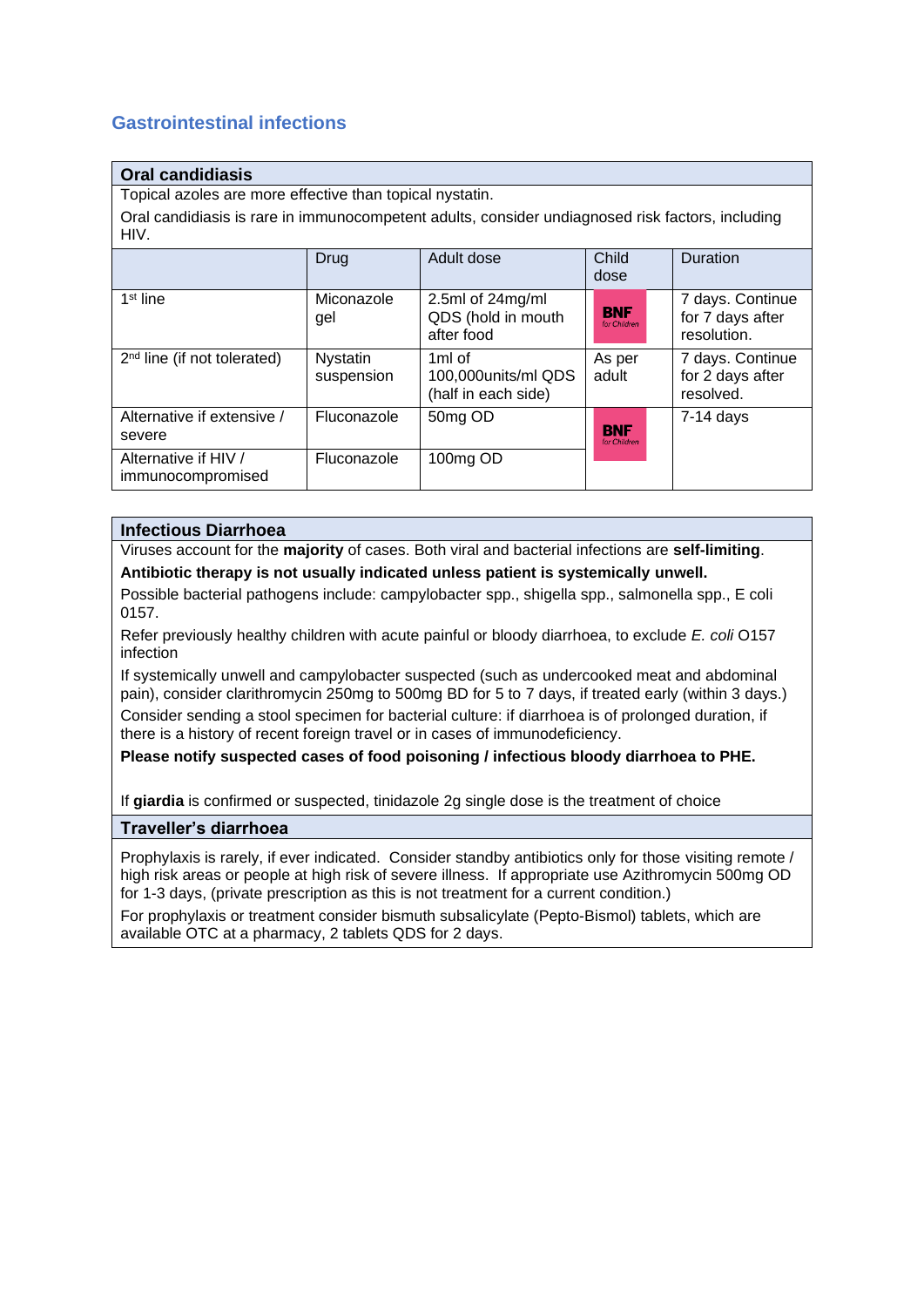## Gastrointestinal infections

### Oral candidiasis

Topical azoles are more effective than topical nystatin.

Oral candidiasis is rare in immunocompetent adults, consider undiagnosed risk factors, including HIV.

| | Drug | Adult dose | Child dose | Duration |
|---|---|---|---|---|
| 1st line | Miconazole gel | 2.5ml of 24mg/ml QDS (hold in mouth after food | BNF for Children | 7 days. Continue for 7 days after resolution. |
| 2nd line (if not tolerated) | Nystatin suspension | 1ml of 100,000units/ml QDS (half in each side) | As per adult | 7 days. Continue for 2 days after resolved. |
| Alternative if extensive / severe | Fluconazole | 50mg OD | BNF for Children | 7-14 days |
| Alternative if HIV / immunocompromised | Fluconazole | 100mg OD | | |

### Infectious Diarrhoea

Viruses account for the **majority** of cases. Both viral and bacterial infections are **self-limiting**.

**Antibiotic therapy is not usually indicated unless patient is systemically unwell.**

Possible bacterial pathogens include: campylobacter spp., shigella spp., salmonella spp., E coli 0157.

Refer previously healthy children with acute painful or bloody diarrhoea, to exclude *E. coli* O157 infection

If systemically unwell and campylobacter suspected (such as undercooked meat and abdominal pain), consider clarithromycin 250mg to 500mg BD for 5 to 7 days, if treated early (within 3 days.)

Consider sending a stool specimen for bacterial culture: if diarrhoea is of prolonged duration, if there is a history of recent foreign travel or in cases of immunodeficiency.

**Please notify suspected cases of food poisoning / infectious bloody diarrhoea to PHE.**

If **giardia** is confirmed or suspected, tinidazole 2g single dose is the treatment of choice

### Traveller's diarrhoea

Prophylaxis is rarely, if ever indicated. Consider standby antibiotics only for those visiting remote / high risk areas or people at high risk of severe illness. If appropriate use Azithromycin 500mg OD for 1-3 days, (private prescription as this is not treatment for a current condition.)

For prophylaxis or treatment consider bismuth subsalicylate (Pepto-Bismol) tablets, which are available OTC at a pharmacy, 2 tablets QDS for 2 days.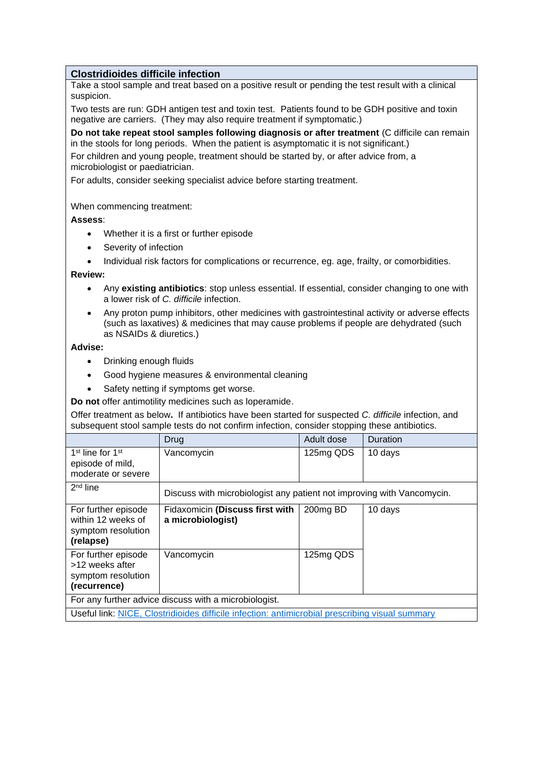## Clostridioides difficile infection

Take a stool sample and treat based on a positive result or pending the test result with a clinical suspicion.

Two tests are run: GDH antigen test and toxin test. Patients found to be GDH positive and toxin negative are carriers. (They may also require treatment if symptomatic.)

**Do not take repeat stool samples following diagnosis or after treatment** (C difficile can remain in the stools for long periods. When the patient is asymptomatic it is not significant.)

For children and young people, treatment should be started by, or after advice from, a microbiologist or paediatrician.

For adults, consider seeking specialist advice before starting treatment.

When commencing treatment:

**Assess**:

- Whether it is a first or further episode
- Severity of infection
- Individual risk factors for complications or recurrence, eg. age, frailty, or comorbidities.

**Review:**

- Any **existing antibiotics**: stop unless essential. If essential, consider changing to one with a lower risk of *C. difficile* infection.
- Any proton pump inhibitors, other medicines with gastrointestinal activity or adverse effects (such as laxatives) & medicines that may cause problems if people are dehydrated (such as NSAIDs & diuretics.)

**Advise:**

- Drinking enough fluids
- Good hygiene measures & environmental cleaning
- Safety netting if symptoms get worse.

**Do not** offer antimotility medicines such as loperamide.

Offer treatment as below**.** If antibiotics have been started for suspected *C. difficile* infection, and subsequent stool sample tests do not confirm infection, consider stopping these antibiotics.

| | Drug | Adult dose | Duration |
|---|---|---|---|
| 1st line for 1st episode of mild, moderate or severe | Vancomycin | 125mg QDS | 10 days |
| 2nd line | Discuss with microbiologist any patient not improving with Vancomycin. | | |
| For further episode within 12 weeks of symptom resolution **(relapse)** | Fidaxomicin **(Discuss first with a microbiologist)** | 200mg BD | 10 days |
| For further episode >12 weeks after symptom resolution **(recurrence)** | Vancomycin | 125mg QDS | |
| For any further advice discuss with a microbiologist. | | | |
| Useful link: NICE, Clostridioides difficile infection: antimicrobial prescribing visual summary | | | |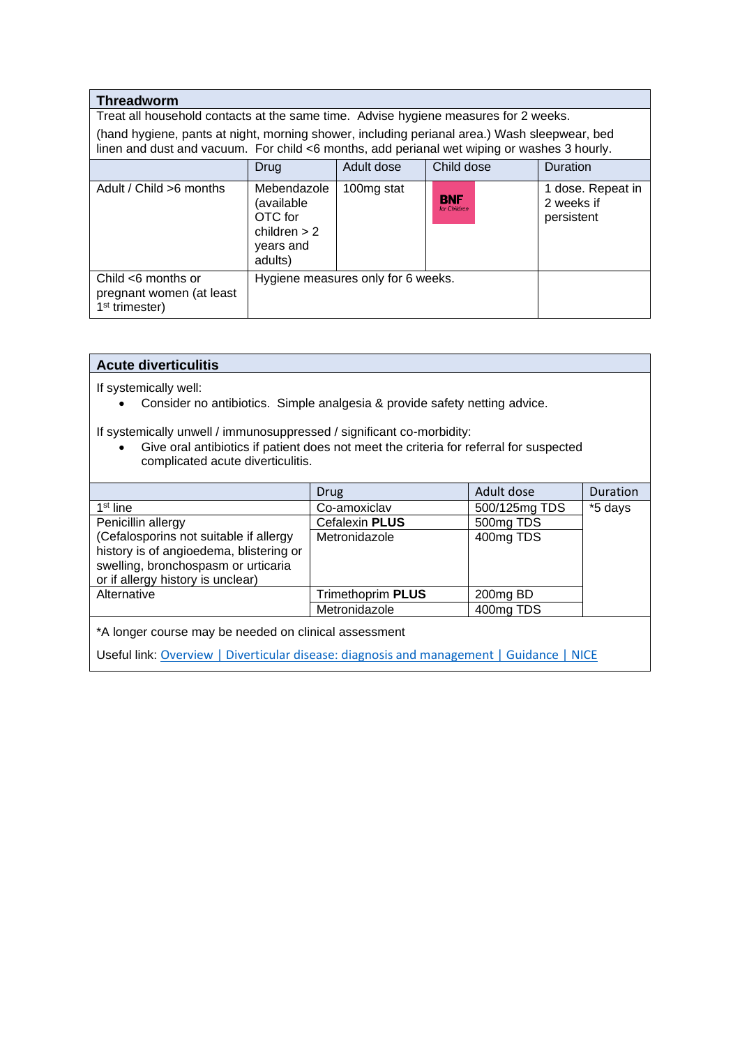## Threadworm

Treat all household contacts at the same time. Advise hygiene measures for 2 weeks.

(hand hygiene, pants at night, morning shower, including perianal area.) Wash sleepwear, bed linen and dust and vacuum. For child <6 months, add perianal wet wiping or washes 3 hourly.

| | Drug | Adult dose | Child dose | Duration |
|---|---|---|---|---|
| Adult / Child >6 months | Mebendazole (available OTC for children > 2 years and adults) | 100mg stat | BNF for Children | 1 dose. Repeat in 2 weeks if persistent |
| Child <6 months or pregnant women (at least 1st trimester) | Hygiene measures only for 6 weeks. | | | |

## Acute diverticulitis

If systemically well:

- Consider no antibiotics. Simple analgesia & provide safety netting advice.

If systemically unwell / immunosuppressed / significant co-morbidity:

- Give oral antibiotics if patient does not meet the criteria for referral for suspected complicated acute diverticulitis.

| | Drug | Adult dose | Duration |
|---|---|---|---|
| 1st line | Co-amoxiclav | 500/125mg TDS | *5 days |
| Penicillin allergy (Cefalosporins not suitable if allergy history is of angioedema, blistering or swelling, bronchospasm or urticaria or if allergy history is unclear) | Cefalexin **PLUS** | 500mg TDS | |
| | Metronidazole | 400mg TDS | |
| Alternative | Trimethoprim **PLUS** | 200mg BD | |
| | Metronidazole | 400mg TDS | |

*A longer course may be needed on clinical assessment

Useful link: [Overview | Diverticular disease: diagnosis and management | Guidance | NICE]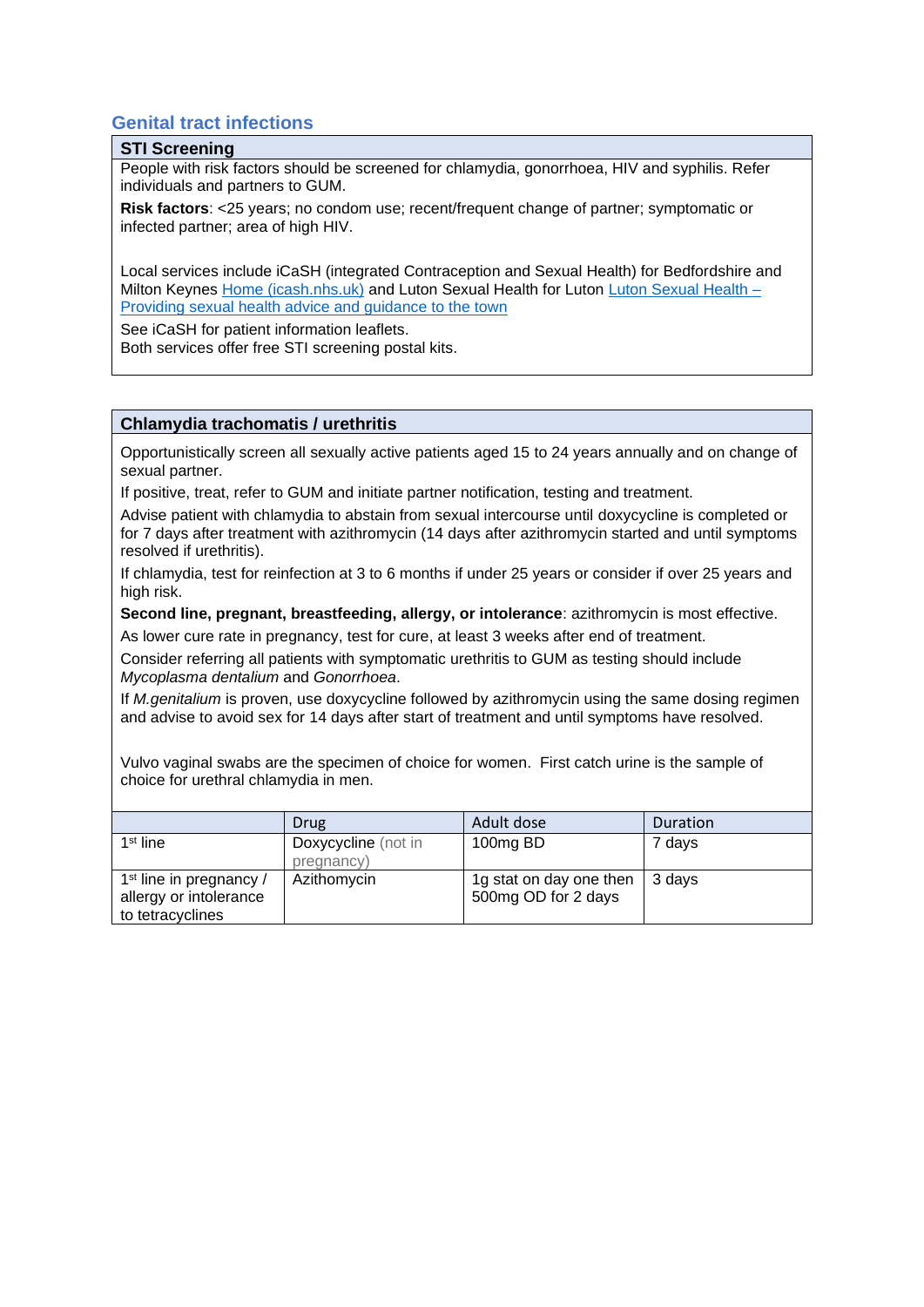## Genital tract infections

### STI Screening

People with risk factors should be screened for chlamydia, gonorrhoea, HIV and syphilis. Refer individuals and partners to GUM.

**Risk factors**: <25 years; no condom use; recent/frequent change of partner; symptomatic or infected partner; area of high HIV.

Local services include iCaSH (integrated Contraception and Sexual Health) for Bedfordshire and Milton Keynes [Home (icash.nhs.uk)] and Luton Sexual Health for Luton [Luton Sexual Health – Providing sexual health advice and guidance to the town]

See iCaSH for patient information leaflets.
Both services offer free STI screening postal kits.

### Chlamydia trachomatis / urethritis

Opportunistically screen all sexually active patients aged 15 to 24 years annually and on change of sexual partner.

If positive, treat, refer to GUM and initiate partner notification, testing and treatment.

Advise patient with chlamydia to abstain from sexual intercourse until doxycycline is completed or for 7 days after treatment with azithromycin (14 days after azithromycin started and until symptoms resolved if urethritis).

If chlamydia, test for reinfection at 3 to 6 months if under 25 years or consider if over 25 years and high risk.

**Second line, pregnant, breastfeeding, allergy, or intolerance**: azithromycin is most effective.

As lower cure rate in pregnancy, test for cure, at least 3 weeks after end of treatment.

Consider referring all patients with symptomatic urethritis to GUM as testing should include *Mycoplasma dentalium* and *Gonorrhoea*.

If *M.genitalium* is proven, use doxycycline followed by azithromycin using the same dosing regimen and advise to avoid sex for 14 days after start of treatment and until symptoms have resolved.

Vulvo vaginal swabs are the specimen of choice for women. First catch urine is the sample of choice for urethral chlamydia in men.

| | Drug | Adult dose | Duration |
|---|---|---|---|
| 1st line | Doxycycline (not in pregnancy) | 100mg BD | 7 days |
| 1st line in pregnancy / allergy or intolerance to tetracyclines | Azithomycin | 1g stat on day one then 500mg OD for 2 days | 3 days |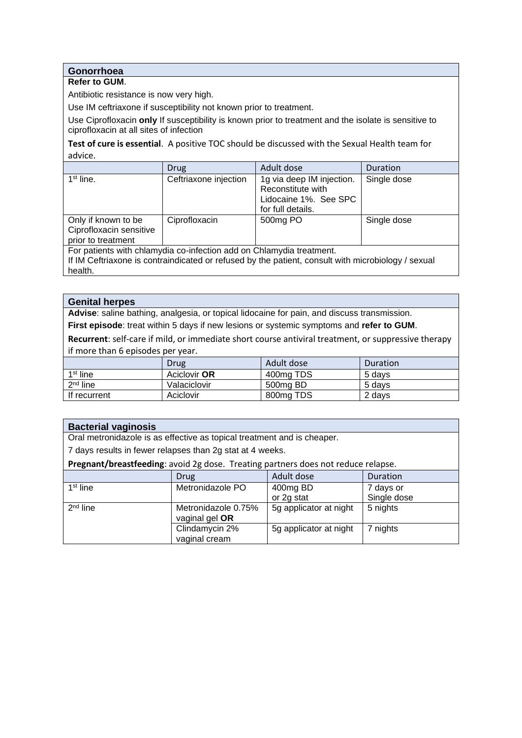## Gonorrhoea

**Refer to GUM**.

Antibiotic resistance is now very high.

Use IM ceftriaxone if susceptibility not known prior to treatment.

Use Ciprofloxacin **only** If susceptibility is known prior to treatment and the isolate is sensitive to ciprofloxacin at all sites of infection

**Test of cure is essential**. A positive TOC should be discussed with the Sexual Health team for advice.

| | Drug | Adult dose | Duration |
|---|---|---|---|
| 1st line. | Ceftriaxone injection | 1g via deep IM injection. Reconstitute with Lidocaine 1%. See SPC for full details. | Single dose |
| Only if known to be Ciprofloxacin sensitive prior to treatment | Ciprofloxacin | 500mg PO | Single dose |

For patients with chlamydia co-infection add on Chlamydia treatment.
If IM Ceftriaxone is contraindicated or refused by the patient, consult with microbiology / sexual health.

## Genital herpes

**Advise**: saline bathing, analgesia, or topical lidocaine for pain, and discuss transmission.

**First episode**: treat within 5 days if new lesions or systemic symptoms and **refer to GUM**.

**Recurrent**: self-care if mild, or immediate short course antiviral treatment, or suppressive therapy if more than 6 episodes per year.

| | Drug | Adult dose | Duration |
|---|---|---|---|
| 1st line | Aciclovir **OR** | 400mg TDS | 5 days |
| 2nd line | Valaciclovir | 500mg BD | 5 days |
| If recurrent | Aciclovir | 800mg TDS | 2 days |

## Bacterial vaginosis

Oral metronidazole is as effective as topical treatment and is cheaper.

7 days results in fewer relapses than 2g stat at 4 weeks.

**Pregnant/breastfeeding**: avoid 2g dose. Treating partners does not reduce relapse.

| | Drug | Adult dose | Duration |
|---|---|---|---|
| 1st line | Metronidazole PO | 400mg BD or 2g stat | 7 days or Single dose |
| 2nd line | Metronidazole 0.75% vaginal gel **OR** | 5g applicator at night | 5 nights |
| | Clindamycin 2% vaginal cream | 5g applicator at night | 7 nights |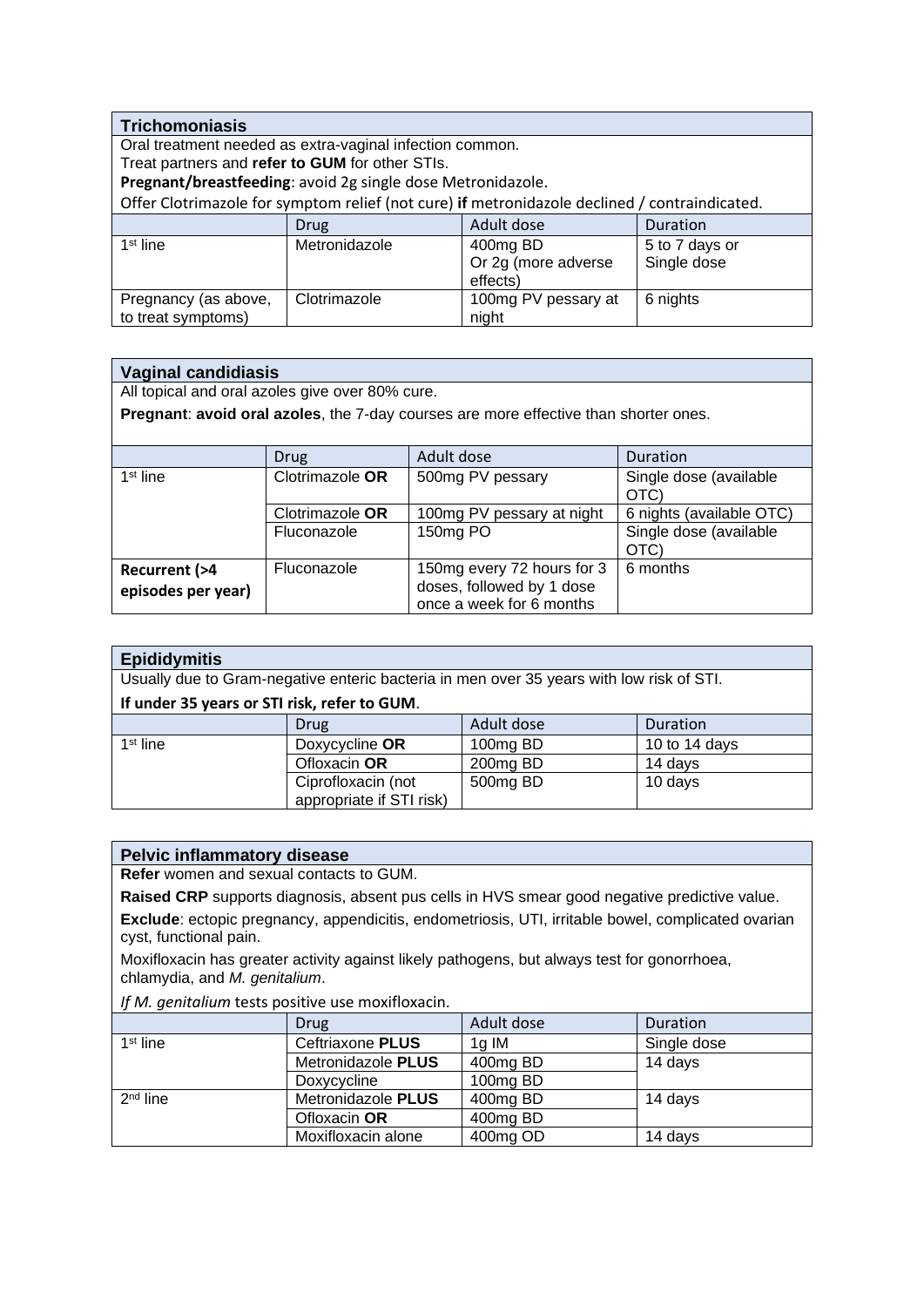## Trichomoniasis

Oral treatment needed as extra-vaginal infection common.
Treat partners and **refer to GUM** for other STIs.
**Pregnant/breastfeeding**: avoid 2g single dose Metronidazole.
Offer Clotrimazole for symptom relief (not cure) **if** metronidazole declined / contraindicated.

| | Drug | Adult dose | Duration |
|---|---|---|---|
| 1st line | Metronidazole | 400mg BD Or 2g (more adverse effects) | 5 to 7 days or Single dose |
| Pregnancy (as above, to treat symptoms) | Clotrimazole | 100mg PV pessary at night | 6 nights |

## Vaginal candidiasis

All topical and oral azoles give over 80% cure.

**Pregnant**: **avoid oral azoles**, the 7-day courses are more effective than shorter ones.

| | Drug | Adult dose | Duration |
|---|---|---|---|
| 1st line | Clotrimazole **OR** | 500mg PV pessary | Single dose (available OTC) |
| | Clotrimazole **OR** | 100mg PV pessary at night | 6 nights (available OTC) |
| | Fluconazole | 150mg PO | Single dose (available OTC) |
| **Recurrent (>4 episodes per year)** | Fluconazole | 150mg every 72 hours for 3 doses, followed by 1 dose once a week for 6 months | 6 months |

## Epididymitis

Usually due to Gram-negative enteric bacteria in men over 35 years with low risk of STI.

**If under 35 years or STI risk, refer to GUM**.

| | Drug | Adult dose | Duration |
|---|---|---|---|
| 1st line | Doxycycline **OR** | 100mg BD | 10 to 14 days |
| | Ofloxacin **OR** | 200mg BD | 14 days |
| | Ciprofloxacin (not appropriate if STI risk) | 500mg BD | 10 days |

## Pelvic inflammatory disease

**Refer** women and sexual contacts to GUM.

**Raised CRP** supports diagnosis, absent pus cells in HVS smear good negative predictive value.

**Exclude**: ectopic pregnancy, appendicitis, endometriosis, UTI, irritable bowel, complicated ovarian cyst, functional pain.

Moxifloxacin has greater activity against likely pathogens, but always test for gonorrhoea, chlamydia, and *M. genitalium*.

*If M. genitalium* tests positive use moxifloxacin.

| | Drug | Adult dose | Duration |
|---|---|---|---|
| 1st line | Ceftriaxone **PLUS** | 1g IM | Single dose |
| | Metronidazole **PLUS** | 400mg BD | 14 days |
| | Doxycycline | 100mg BD | |
| 2nd line | Metronidazole **PLUS** | 400mg BD | 14 days |
| | Ofloxacin **OR** | 400mg BD | |
| | Moxifloxacin alone | 400mg OD | 14 days |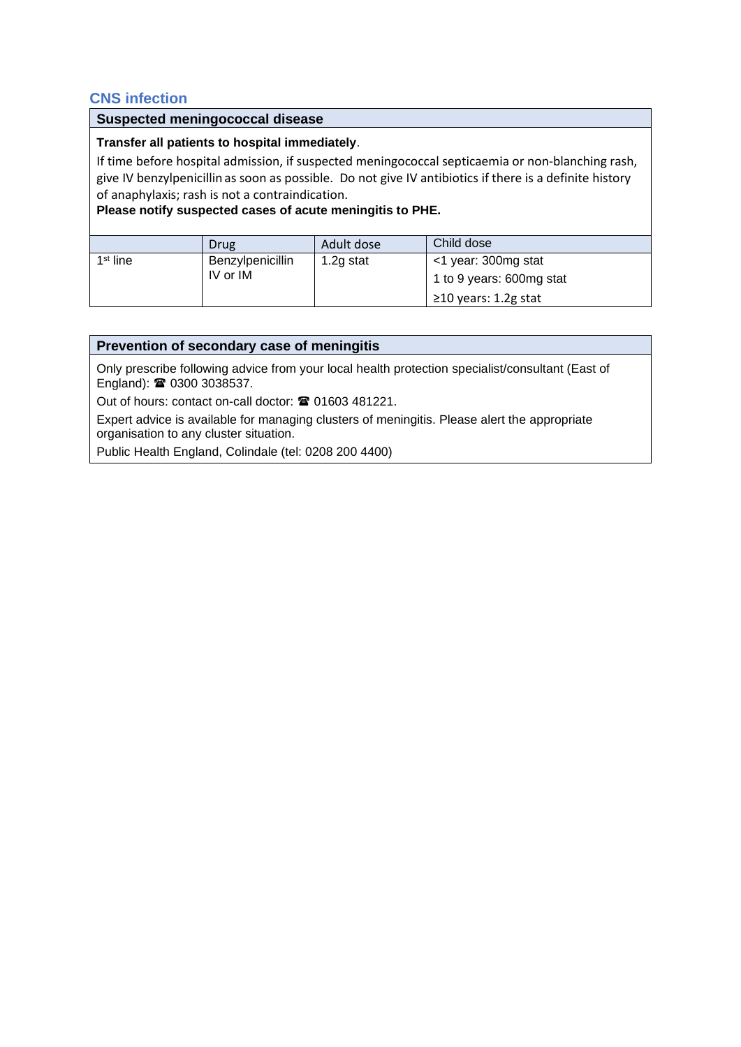## CNS infection

### Suspected meningococcal disease

**Transfer all patients to hospital immediately**.

If time before hospital admission, if suspected meningococcal septicaemia or non-blanching rash, give IV benzylpenicillin as soon as possible. Do not give IV antibiotics if there is a definite history of anaphylaxis; rash is not a contraindication.

**Please notify suspected cases of acute meningitis to PHE.**

| | Drug | Adult dose | Child dose |
|---|---|---|---|
| 1st line | Benzylpenicillin IV or IM | 1.2g stat | <1 year: 300mg stat<br>1 to 9 years: 600mg stat<br>≥10 years: 1.2g stat |

### Prevention of secondary case of meningitis

Only prescribe following advice from your local health protection specialist/consultant (East of England): ☎ 0300 3038537.

Out of hours: contact on-call doctor: ☎ 01603 481221.

Expert advice is available for managing clusters of meningitis. Please alert the appropriate organisation to any cluster situation.

Public Health England, Colindale (tel: 0208 200 4400)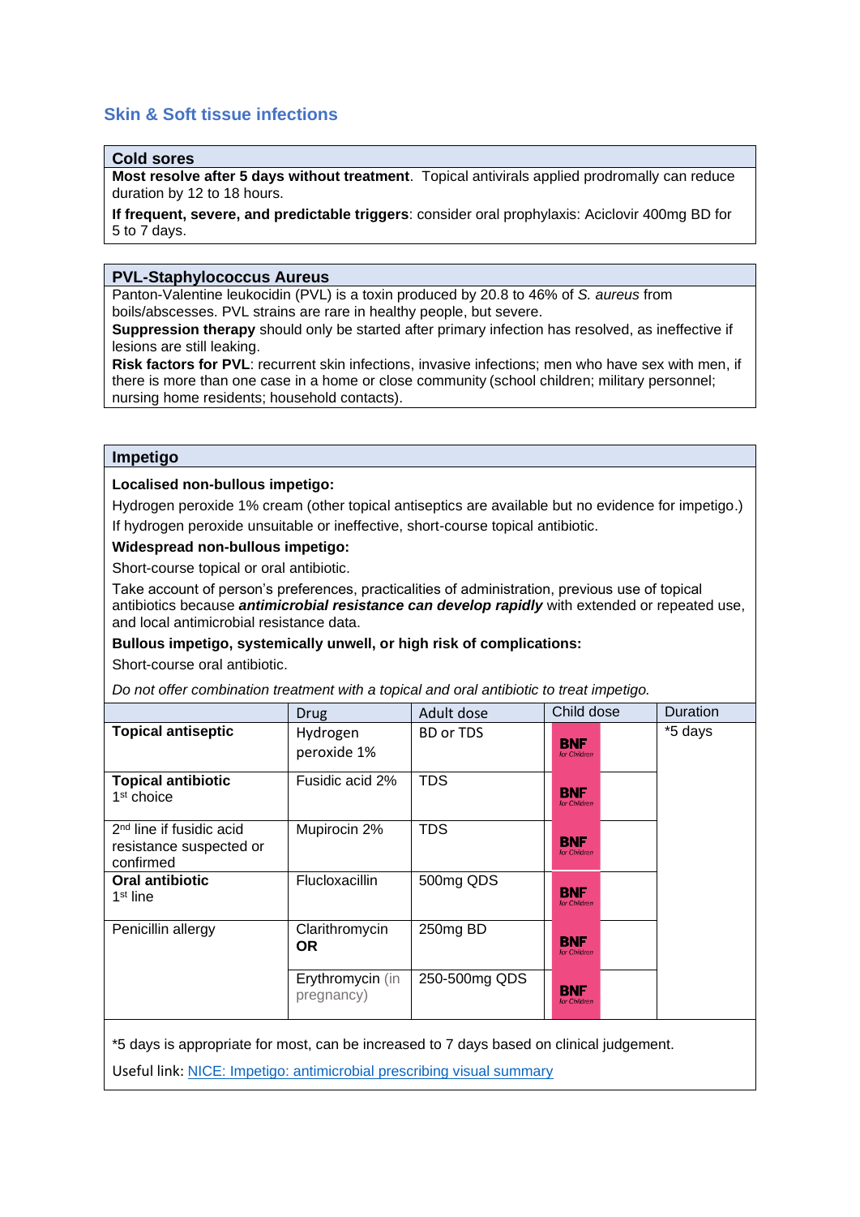## Skin & Soft tissue infections

### Cold sores

**Most resolve after 5 days without treatment**. Topical antivirals applied prodromally can reduce duration by 12 to 18 hours.

**If frequent, severe, and predictable triggers**: consider oral prophylaxis: Aciclovir 400mg BD for 5 to 7 days.

### PVL-Staphylococcus Aureus

Panton-Valentine leukocidin (PVL) is a toxin produced by 20.8 to 46% of *S. aureus* from boils/abscesses. PVL strains are rare in healthy people, but severe.

**Suppression therapy** should only be started after primary infection has resolved, as ineffective if lesions are still leaking.

**Risk factors for PVL**: recurrent skin infections, invasive infections; men who have sex with men, if there is more than one case in a home or close community (school children; military personnel; nursing home residents; household contacts).

### Impetigo

**Localised non-bullous impetigo:**

Hydrogen peroxide 1% cream (other topical antiseptics are available but no evidence for impetigo.)

If hydrogen peroxide unsuitable or ineffective, short-course topical antibiotic.

**Widespread non-bullous impetigo:**

Short-course topical or oral antibiotic.

Take account of person's preferences, practicalities of administration, previous use of topical antibiotics because ***antimicrobial resistance can develop rapidly*** with extended or repeated use, and local antimicrobial resistance data.

**Bullous impetigo, systemically unwell, or high risk of complications:**

Short-course oral antibiotic.

*Do not offer combination treatment with a topical and oral antibiotic to treat impetigo.*

| | Drug | Adult dose | Child dose | Duration |
|---|---|---|---|---|
| **Topical antiseptic** | Hydrogen peroxide 1% | BD or TDS | BNF for Children | *5 days |
| **Topical antibiotic** 1st choice | Fusidic acid 2% | TDS | BNF for Children | |
| 2nd line if fusidic acid resistance suspected or confirmed | Mupirocin 2% | TDS | BNF for Children | |
| **Oral antibiotic** 1st line | Flucloxacillin | 500mg QDS | BNF for Children | |
| Penicillin allergy | Clarithromycin **OR** | 250mg BD | BNF for Children | |
| | Erythromycin (in pregnancy) | 250-500mg QDS | BNF for Children | |

*5 days is appropriate for most, can be increased to 7 days based on clinical judgement.

Useful link: NICE: Impetigo: antimicrobial prescribing visual summary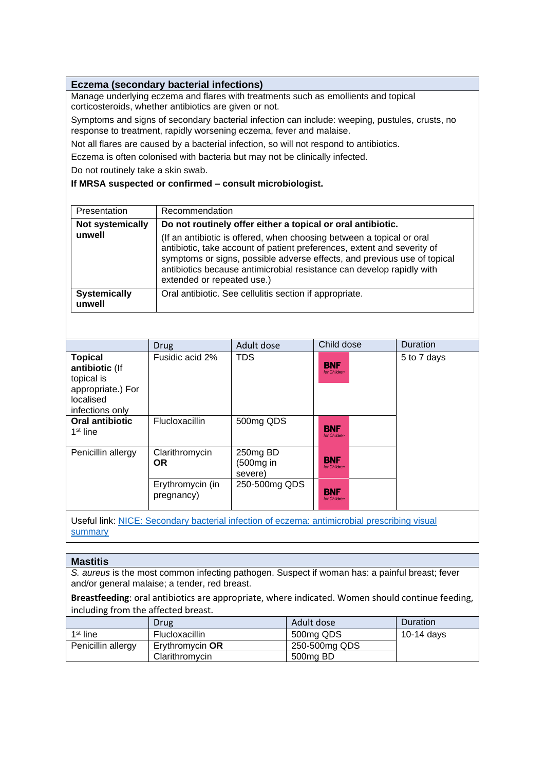## Eczema (secondary bacterial infections)

Manage underlying eczema and flares with treatments such as emollients and topical corticosteroids, whether antibiotics are given or not.

Symptoms and signs of secondary bacterial infection can include: weeping, pustules, crusts, no response to treatment, rapidly worsening eczema, fever and malaise.

Not all flares are caused by a bacterial infection, so will not respond to antibiotics.

Eczema is often colonised with bacteria but may not be clinically infected.

Do not routinely take a skin swab.

**If MRSA suspected or confirmed – consult microbiologist.**

| Presentation | Recommendation |
|---|---|
| **Not systemically unwell** | **Do not routinely offer either a topical or oral antibiotic.** (If an antibiotic is offered, when choosing between a topical or oral antibiotic, take account of patient preferences, extent and severity of symptoms or signs, possible adverse effects, and previous use of topical antibiotics because antimicrobial resistance can develop rapidly with extended or repeated use.) |
| **Systemically unwell** | Oral antibiotic. See cellulitis section if appropriate. |

| | Drug | Adult dose | Child dose | Duration |
|---|---|---|---|---|
| **Topical antibiotic** (If topical is appropriate.) For localised infections only | Fusidic acid 2% | TDS | BNF for Children | 5 to 7 days |
| **Oral antibiotic** 1st line | Flucloxacillin | 500mg QDS | BNF for Children | |
| Penicillin allergy | Clarithromycin **OR** | 250mg BD (500mg in severe) | BNF for Children | |
| | Erythromycin (in pregnancy) | 250-500mg QDS | BNF for Children | |

Useful link: [NICE: Secondary bacterial infection of eczema: antimicrobial prescribing visual summary]

## Mastitis

*S. aureus* is the most common infecting pathogen. Suspect if woman has: a painful breast; fever and/or general malaise; a tender, red breast.

**Breastfeeding**: oral antibiotics are appropriate, where indicated. Women should continue feeding, including from the affected breast.

| | Drug | Adult dose | Duration |
|---|---|---|---|
| 1st line | Flucloxacillin | 500mg QDS | 10-14 days |
| Penicillin allergy | Erythromycin **OR** | 250-500mg QDS | |
| | Clarithromycin | 500mg BD | |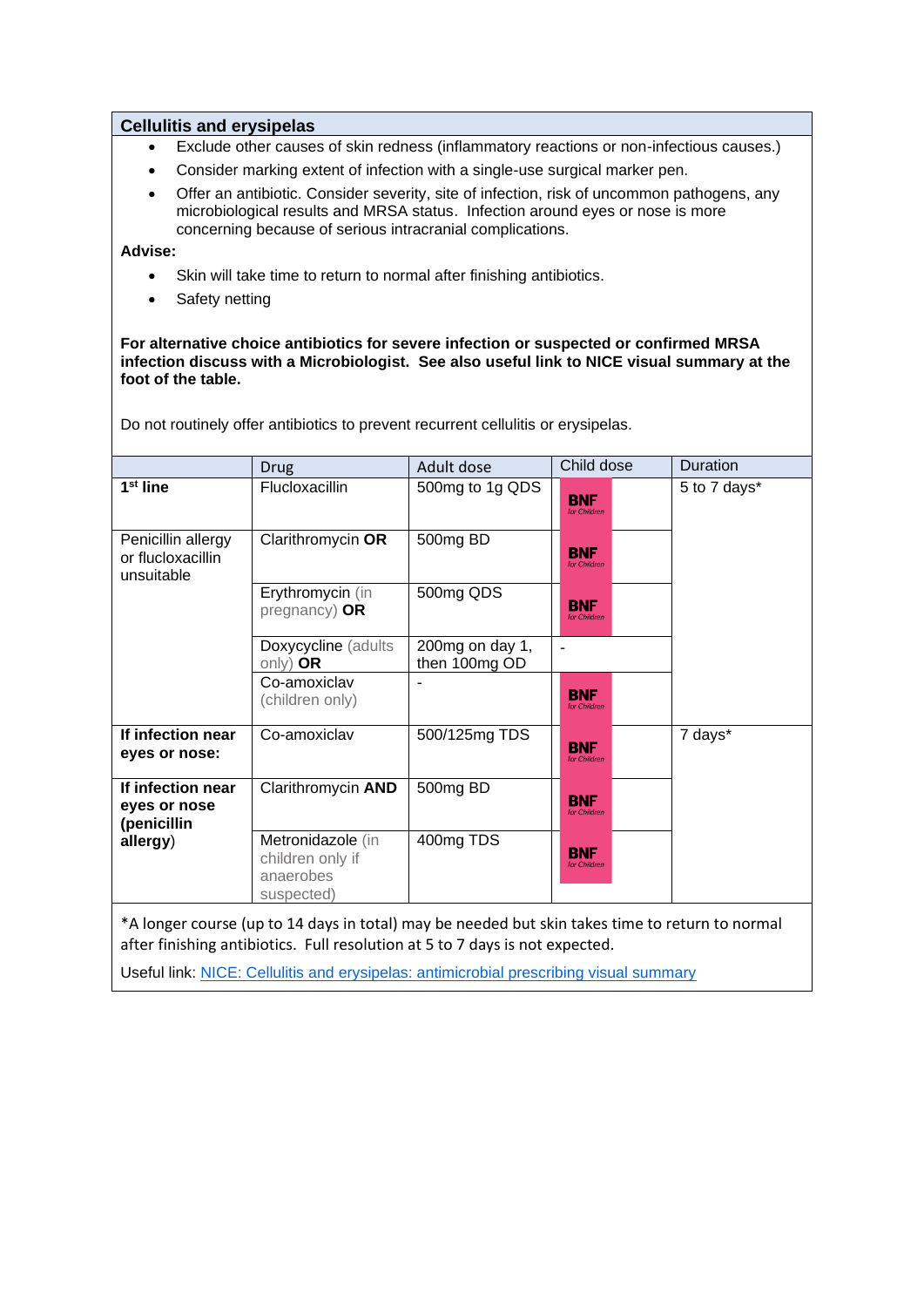## Cellulitis and erysipelas

- Exclude other causes of skin redness (inflammatory reactions or non-infectious causes.)
- Consider marking extent of infection with a single-use surgical marker pen.
- Offer an antibiotic. Consider severity, site of infection, risk of uncommon pathogens, any microbiological results and MRSA status. Infection around eyes or nose is more concerning because of serious intracranial complications.

**Advise:**

- Skin will take time to return to normal after finishing antibiotics.
- Safety netting

**For alternative choice antibiotics for severe infection or suspected or confirmed MRSA infection discuss with a Microbiologist. See also useful link to NICE visual summary at the foot of the table.**

Do not routinely offer antibiotics to prevent recurrent cellulitis or erysipelas.

| | Drug | Adult dose | Child dose | Duration |
|---|---|---|---|---|
| **1st line** | Flucloxacillin | 500mg to 1g QDS | BNF for Children | 5 to 7 days* |
| Penicillin allergy or flucloxacillin unsuitable | Clarithromycin **OR** | 500mg BD | BNF for Children | |
| | Erythromycin (in pregnancy) **OR** | 500mg QDS | BNF for Children | |
| | Doxycycline (adults only) **OR** | 200mg on day 1, then 100mg OD | - | |
| | Co-amoxiclav (children only) | - | BNF for Children | |
| **If infection near eyes or nose:** | Co-amoxiclav | 500/125mg TDS | BNF for Children | 7 days* |
| **If infection near eyes or nose (penicillin allergy)** | Clarithromycin **AND** | 500mg BD | BNF for Children | |
| | Metronidazole (in children only if anaerobes suspected) | 400mg TDS | BNF for Children | |

*A longer course (up to 14 days in total) may be needed but skin takes time to return to normal after finishing antibiotics. Full resolution at 5 to 7 days is not expected.

Useful link: [NICE: Cellulitis and erysipelas: antimicrobial prescribing visual summary]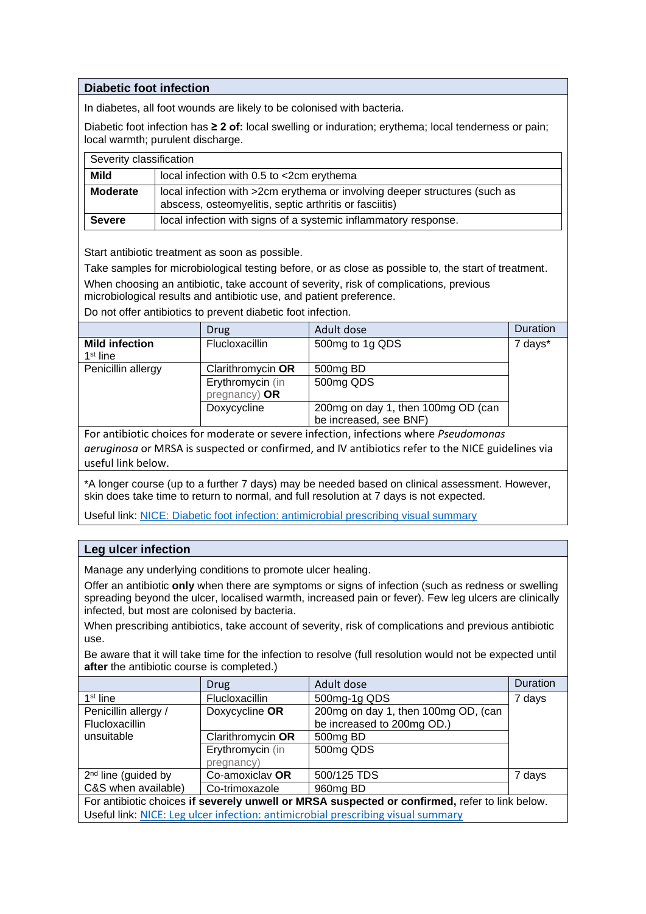## Diabetic foot infection

In diabetes, all foot wounds are likely to be colonised with bacteria.

Diabetic foot infection has **≥ 2 of:** local swelling or induration; erythema; local tenderness or pain; local warmth; purulent discharge.

| Severity classification | |
|---|---|
| **Mild** | local infection with 0.5 to <2cm erythema |
| **Moderate** | local infection with >2cm erythema or involving deeper structures (such as abscess, osteomyelitis, septic arthritis or fasciitis) |
| **Severe** | local infection with signs of a systemic inflammatory response. |

Start antibiotic treatment as soon as possible.

Take samples for microbiological testing before, or as close as possible to, the start of treatment.

When choosing an antibiotic, take account of severity, risk of complications, previous microbiological results and antibiotic use, and patient preference.

Do not offer antibiotics to prevent diabetic foot infection.

| | Drug | Adult dose | Duration |
|---|---|---|---|
| **Mild infection** 1st line | Flucloxacillin | 500mg to 1g QDS | 7 days* |
| Penicillin allergy | Clarithromycin **OR** | 500mg BD | |
| | Erythromycin (in pregnancy) **OR** | 500mg QDS | |
| | Doxycycline | 200mg on day 1, then 100mg OD (can be increased, see BNF) | |

For antibiotic choices for moderate or severe infection, infections where *Pseudomonas aeruginosa* or MRSA is suspected or confirmed, and IV antibiotics refer to the NICE guidelines via useful link below.

*A longer course (up to a further 7 days) may be needed based on clinical assessment. However, skin does take time to return to normal, and full resolution at 7 days is not expected.

Useful link: [NICE: Diabetic foot infection: antimicrobial prescribing visual summary]()

## Leg ulcer infection

Manage any underlying conditions to promote ulcer healing.

Offer an antibiotic **only** when there are symptoms or signs of infection (such as redness or swelling spreading beyond the ulcer, localised warmth, increased pain or fever). Few leg ulcers are clinically infected, but most are colonised by bacteria.

When prescribing antibiotics, take account of severity, risk of complications and previous antibiotic use.

Be aware that it will take time for the infection to resolve (full resolution would not be expected until **after** the antibiotic course is completed.)

| | Drug | Adult dose | Duration |
|---|---|---|---|
| 1st line | Flucloxacillin | 500mg-1g QDS | 7 days |
| Penicillin allergy / Flucloxacillin unsuitable | Doxycycline **OR** | 200mg on day 1, then 100mg OD, (can be increased to 200mg OD.) | |
| | Clarithromycin **OR** | 500mg BD | |
| | Erythromycin (in pregnancy) | 500mg QDS | |
| 2nd line (guided by C&S when available) | Co-amoxiclav **OR** | 500/125 TDS | 7 days |
| | Co-trimoxazole | 960mg BD | |

For antibiotic choices **if severely unwell or MRSA suspected or confirmed,** refer to link below.
Useful link: [NICE: Leg ulcer infection: antimicrobial prescribing visual summary]()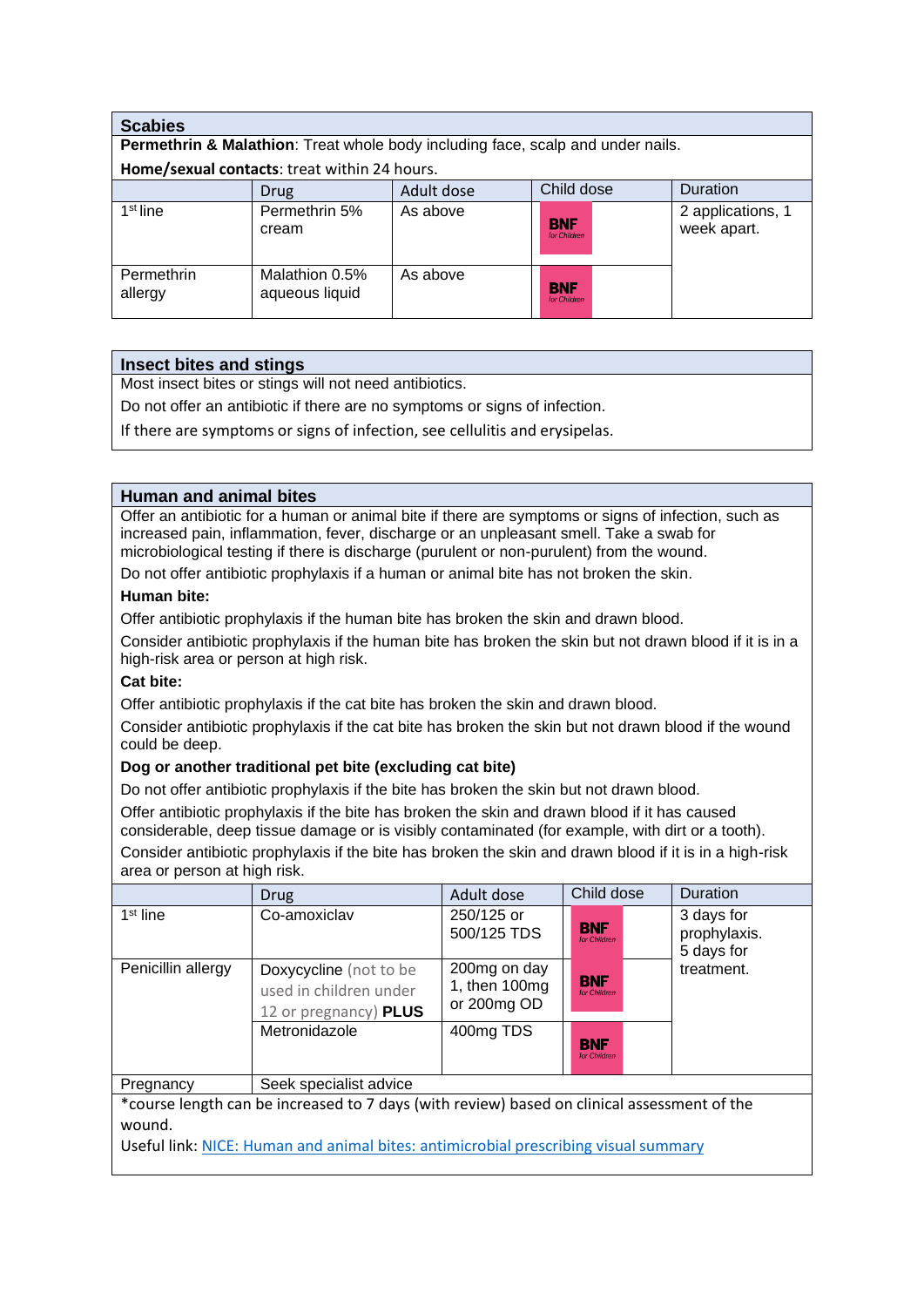## Scabies

**Permethrin & Malathion**: Treat whole body including face, scalp and under nails.

**Home/sexual contacts**: treat within 24 hours.

| | Drug | Adult dose | Child dose | Duration |
|---|---|---|---|---|
| 1st line | Permethrin 5% cream | As above | BNF for Children | 2 applications, 1 week apart. |
| Permethrin allergy | Malathion 0.5% aqueous liquid | As above | BNF for Children | |

## Insect bites and stings

Most insect bites or stings will not need antibiotics.

Do not offer an antibiotic if there are no symptoms or signs of infection.

If there are symptoms or signs of infection, see cellulitis and erysipelas.

## Human and animal bites

Offer an antibiotic for a human or animal bite if there are symptoms or signs of infection, such as increased pain, inflammation, fever, discharge or an unpleasant smell. Take a swab for microbiological testing if there is discharge (purulent or non-purulent) from the wound.

Do not offer antibiotic prophylaxis if a human or animal bite has not broken the skin.

**Human bite:**

Offer antibiotic prophylaxis if the human bite has broken the skin and drawn blood.

Consider antibiotic prophylaxis if the human bite has broken the skin but not drawn blood if it is in a high-risk area or person at high risk.

**Cat bite:**

Offer antibiotic prophylaxis if the cat bite has broken the skin and drawn blood.

Consider antibiotic prophylaxis if the cat bite has broken the skin but not drawn blood if the wound could be deep.

**Dog or another traditional pet bite (excluding cat bite)**

Do not offer antibiotic prophylaxis if the bite has broken the skin but not drawn blood.

Offer antibiotic prophylaxis if the bite has broken the skin and drawn blood if it has caused considerable, deep tissue damage or is visibly contaminated (for example, with dirt or a tooth).

Consider antibiotic prophylaxis if the bite has broken the skin and drawn blood if it is in a high-risk area or person at high risk.

| | Drug | Adult dose | Child dose | Duration |
|---|---|---|---|---|
| 1st line | Co-amoxiclav | 250/125 or 500/125 TDS | BNF for Children | 3 days for prophylaxis. 5 days for treatment. |
| Penicillin allergy | Doxycycline (not to be used in children under 12 or pregnancy) **PLUS** | 200mg on day 1, then 100mg or 200mg OD | BNF for Children | |
| | Metronidazole | 400mg TDS | BNF for Children | |
| Pregnancy | Seek specialist advice | | | |

*course length can be increased to 7 days (with review) based on clinical assessment of the wound.

Useful link: NICE: Human and animal bites: antimicrobial prescribing visual summary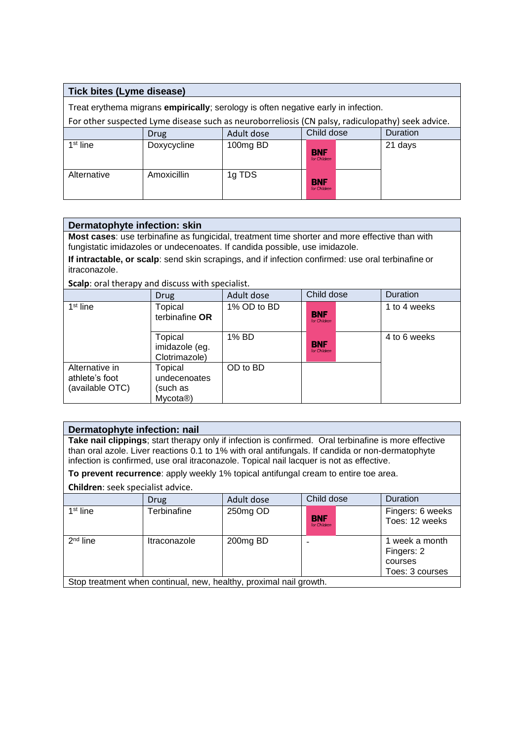## Tick bites (Lyme disease)

Treat erythema migrans **empirically**; serology is often negative early in infection.

For other suspected Lyme disease such as neuroborreliosis (CN palsy, radiculopathy) seek advice.

| | Drug | Adult dose | Child dose | Duration |
|---|---|---|---|---|
| 1st line | Doxycycline | 100mg BD | BNF for Children | 21 days |
| Alternative | Amoxicillin | 1g TDS | BNF for Children | |

## Dermatophyte infection: skin

**Most cases**: use terbinafine as fungicidal, treatment time shorter and more effective than with fungistatic imidazoles or undecenoates. If candida possible, use imidazole.

**If intractable, or scalp**: send skin scrapings, and if infection confirmed: use oral terbinafine or itraconazole.

**Scalp**: oral therapy and discuss with specialist.

| | Drug | Adult dose | Child dose | Duration |
|---|---|---|---|---|
| 1st line | Topical terbinafine **OR** | 1% OD to BD | BNF for Children | 1 to 4 weeks |
| | Topical imidazole (eg. Clotrimazole) | 1% BD | BNF for Children | 4 to 6 weeks |
| Alternative in athlete's foot (available OTC) | Topical undecenoates (such as Mycota®) | OD to BD | | |

## Dermatophyte infection: nail

**Take nail clippings**; start therapy only if infection is confirmed. Oral terbinafine is more effective than oral azole. Liver reactions 0.1 to 1% with oral antifungals. If candida or non-dermatophyte infection is confirmed, use oral itraconazole. Topical nail lacquer is not as effective.

**To prevent recurrence**: apply weekly 1% topical antifungal cream to entire toe area.

**Children**: seek specialist advice.

| | Drug | Adult dose | Child dose | Duration |
|---|---|---|---|---|
| 1st line | Terbinafine | 250mg OD | BNF for Children | Fingers: 6 weeks Toes: 12 weeks |
| 2nd line | Itraconazole | 200mg BD | - | 1 week a month Fingers: 2 courses Toes: 3 courses |

Stop treatment when continual, new, healthy, proximal nail growth.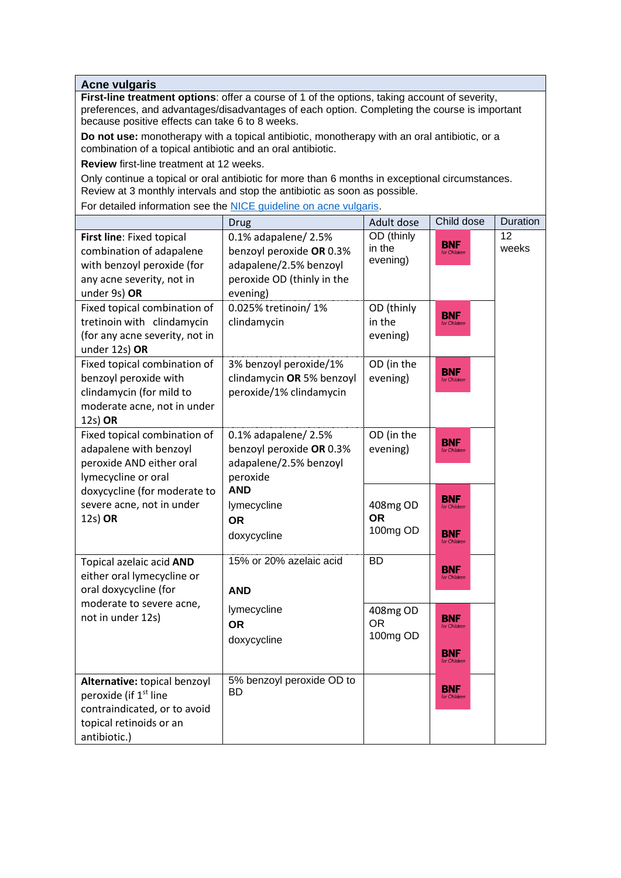## Acne vulgaris

**First-line treatment options**: offer a course of 1 of the options, taking account of severity, preferences, and advantages/disadvantages of each option. Completing the course is important because positive effects can take 6 to 8 weeks.

**Do not use:** monotherapy with a topical antibiotic, monotherapy with an oral antibiotic, or a combination of a topical antibiotic and an oral antibiotic.

**Review** first-line treatment at 12 weeks.

Only continue a topical or oral antibiotic for more than 6 months in exceptional circumstances. Review at 3 monthly intervals and stop the antibiotic as soon as possible.

For detailed information see the NICE guideline on acne vulgaris.

| | Drug | Adult dose | Child dose | Duration |
|---|---|---|---|---|
| **First line**: Fixed topical combination of adapalene with benzoyl peroxide (for any acne severity, not in under 9s) **OR** | 0.1% adapalene/ 2.5% benzoyl peroxide **OR** 0.3% adapalene/2.5% benzoyl peroxide OD (thinly in the evening) | OD (thinly in the evening) | BNF for Children | 12 weeks |
| Fixed topical combination of tretinoin with clindamycin (for any acne severity, not in under 12s) **OR** | 0.025% tretinoin/ 1% clindamycin | OD (thinly in the evening) | BNF for Children | |
| Fixed topical combination of benzoyl peroxide with clindamycin (for mild to moderate acne, not in under 12s) **OR** | 3% benzoyl peroxide/1% clindamycin **OR** 5% benzoyl peroxide/1% clindamycin | OD (in the evening) | BNF for Children | |
| Fixed topical combination of adapalene with benzoyl peroxide AND either oral lymecycline or oral doxycycline (for moderate to severe acne, not in under 12s) **OR** | 0.1% adapalene/ 2.5% benzoyl peroxide **OR** 0.3% adapalene/2.5% benzoyl peroxide | OD (in the evening) | BNF for Children | |
| | **AND** lymecycline **OR** doxycycline | 408mg OD **OR** 100mg OD | BNF for Children; BNF for Children | |
| Topical azelaic acid **AND** either oral lymecycline or oral doxycycline (for moderate to severe acne, not in under 12s) | 15% or 20% azelaic acid | BD | BNF for Children | |
| | **AND** lymecycline **OR** doxycycline | 408mg OD OR 100mg OD | BNF for Children; BNF for Children | |
| **Alternative:** topical benzoyl peroxide (if 1st line contraindicated, or to avoid topical retinoids or an antibiotic.) | 5% benzoyl peroxide OD to BD | | BNF for Children | |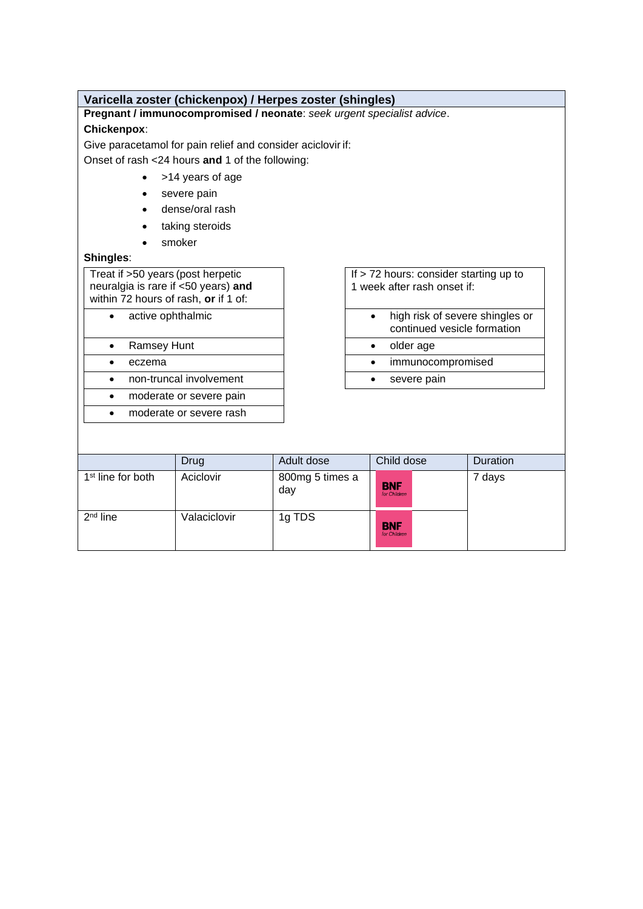## Varicella zoster (chickenpox) / Herpes zoster (shingles)

**Pregnant / immunocompromised / neonate**: *seek urgent specialist advice*.

**Chickenpox**:

Give paracetamol for pain relief and consider aciclovir if:

Onset of rash <24 hours **and** 1 of the following:

- >14 years of age
- severe pain
- dense/oral rash
- taking steroids
- smoker

**Shingles**:

| Treat if >50 years (post herpetic neuralgia is rare if <50 years) **and** within 72 hours of rash, **or** if 1 of: |
|---|
| • active ophthalmic |
| • Ramsey Hunt |
| • eczema |
| • non-truncal involvement |
| • moderate or severe pain |
| • moderate or severe rash |

| If > 72 hours: consider starting up to 1 week after rash onset if: |
|---|
| • high risk of severe shingles or continued vesicle formation |
| • older age |
| • immunocompromised |
| • severe pain |

| | Drug | Adult dose | Child dose | Duration |
|---|---|---|---|---|
| 1st line for both | Aciclovir | 800mg 5 times a day | BNF for Children | 7 days |
| 2nd line | Valaciclovir | 1g TDS | BNF for Children | |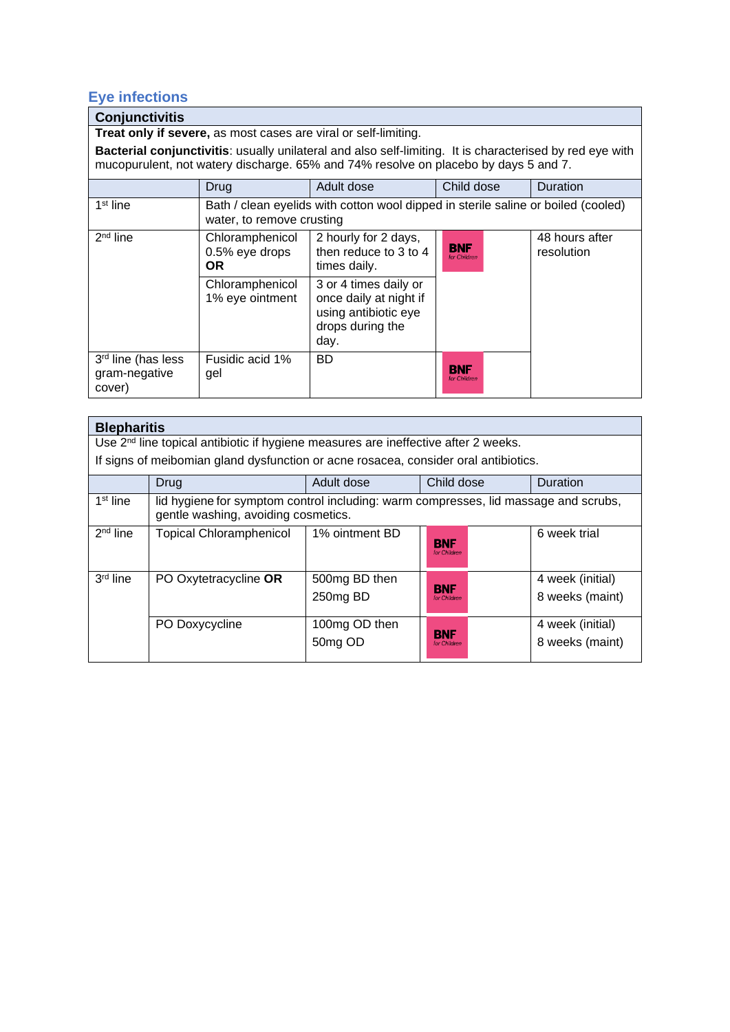## Eye infections

### Conjunctivitis

**Treat only if severe,** as most cases are viral or self-limiting.

**Bacterial conjunctivitis**: usually unilateral and also self-limiting. It is characterised by red eye with mucopurulent, not watery discharge. 65% and 74% resolve on placebo by days 5 and 7.

| | Drug | Adult dose | Child dose | Duration |
|---|---|---|---|---|
| 1st line | Bath / clean eyelids with cotton wool dipped in sterile saline or boiled (cooled) water, to remove crusting | | | |
| 2nd line | Chloramphenicol 0.5% eye drops **OR** | 2 hourly for 2 days, then reduce to 3 to 4 times daily. | BNF for Children | 48 hours after resolution |
| | Chloramphenicol 1% eye ointment | 3 or 4 times daily or once daily at night if using antibiotic eye drops during the day. | | |
| 3rd line (has less gram-negative cover) | Fusidic acid 1% gel | BD | BNF for Children | |

### Blepharitis

Use 2nd line topical antibiotic if hygiene measures are ineffective after 2 weeks.

If signs of meibomian gland dysfunction or acne rosacea, consider oral antibiotics.

| | Drug | Adult dose | Child dose | Duration |
|---|---|---|---|---|
| 1st line | lid hygiene for symptom control including: warm compresses, lid massage and scrubs, gentle washing, avoiding cosmetics. | | | |
| 2nd line | Topical Chloramphenicol | 1% ointment BD | BNF for Children | 6 week trial |
| 3rd line | PO Oxytetracycline **OR** | 500mg BD then 250mg BD | BNF for Children | 4 week (initial) 8 weeks (maint) |
| | PO Doxycycline | 100mg OD then 50mg OD | BNF for Children | 4 week (initial) 8 weeks (maint) |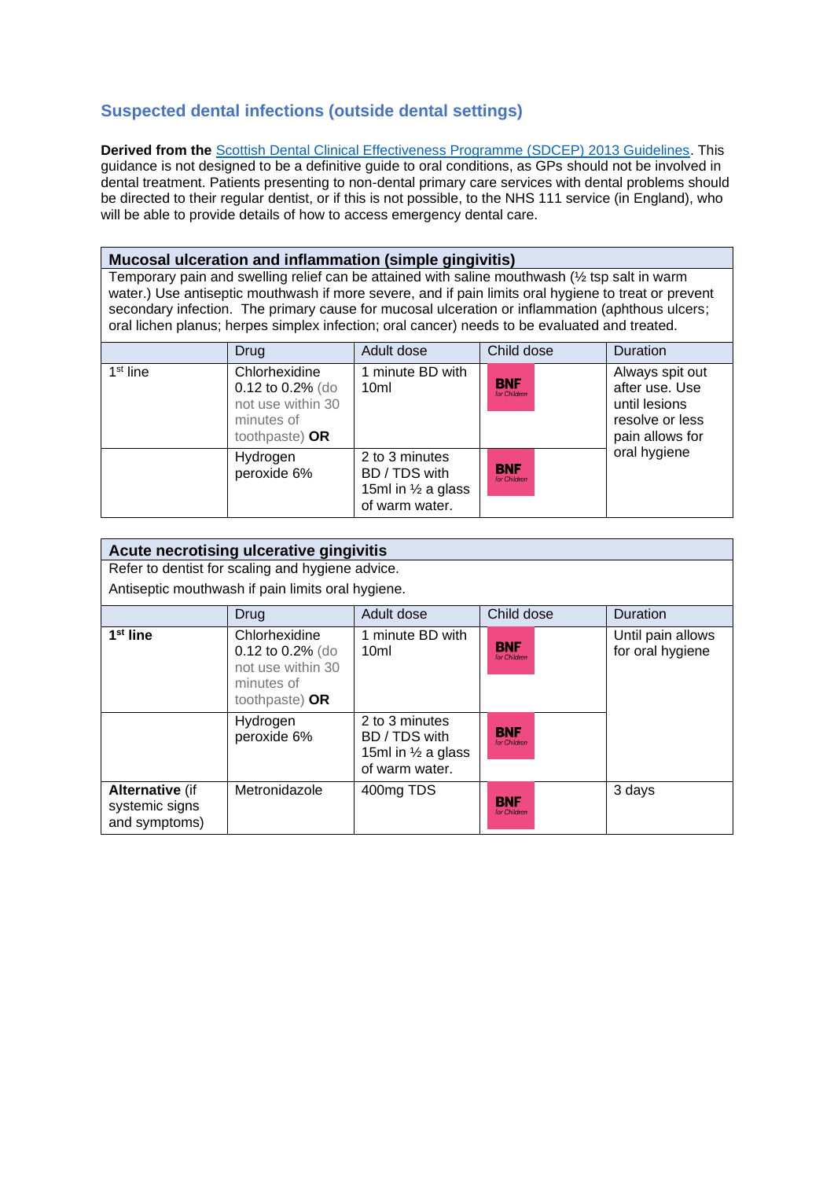## Suspected dental infections (outside dental settings)

**Derived from the** Scottish Dental Clinical Effectiveness Programme (SDCEP) 2013 Guidelines. This guidance is not designed to be a definitive guide to oral conditions, as GPs should not be involved in dental treatment. Patients presenting to non-dental primary care services with dental problems should be directed to their regular dentist, or if this is not possible, to the NHS 111 service (in England), who will be able to provide details of how to access emergency dental care.

### Mucosal ulceration and inflammation (simple gingivitis)

Temporary pain and swelling relief can be attained with saline mouthwash (½ tsp salt in warm water.) Use antiseptic mouthwash if more severe, and if pain limits oral hygiene to treat or prevent secondary infection. The primary cause for mucosal ulceration or inflammation (aphthous ulcers; oral lichen planus; herpes simplex infection; oral cancer) needs to be evaluated and treated.

| | Drug | Adult dose | Child dose | Duration |
|---|---|---|---|---|
| 1st line | Chlorhexidine 0.12 to 0.2% (do not use within 30 minutes of toothpaste) **OR** | 1 minute BD with 10ml | BNF for Children | Always spit out after use. Use until lesions resolve or less pain allows for oral hygiene |
| | Hydrogen peroxide 6% | 2 to 3 minutes BD / TDS with 15ml in ½ a glass of warm water. | BNF for Children | |

### Acute necrotising ulcerative gingivitis

Refer to dentist for scaling and hygiene advice.

Antiseptic mouthwash if pain limits oral hygiene.

| | Drug | Adult dose | Child dose | Duration |
|---|---|---|---|---|
| **1st line** | Chlorhexidine 0.12 to 0.2% (do not use within 30 minutes of toothpaste) **OR** | 1 minute BD with 10ml | BNF for Children | Until pain allows for oral hygiene |
| | Hydrogen peroxide 6% | 2 to 3 minutes BD / TDS with 15ml in ½ a glass of warm water. | BNF for Children | |
| **Alternative** (if systemic signs and symptoms) | Metronidazole | 400mg TDS | BNF for Children | 3 days |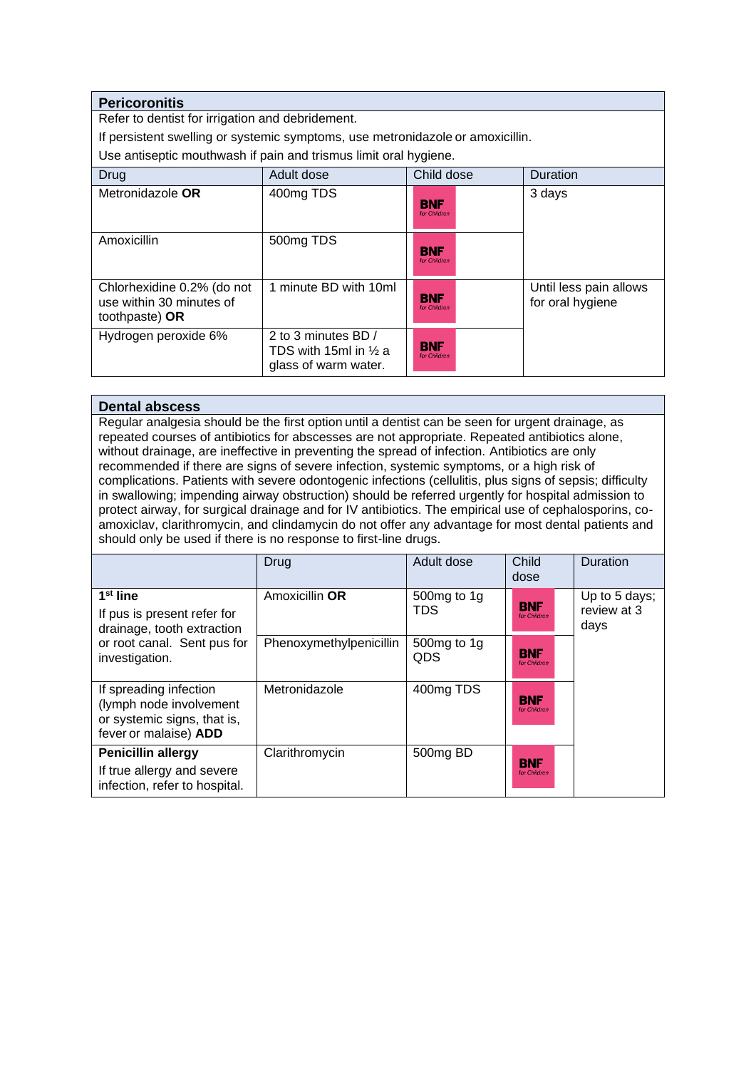## Pericoronitis

Refer to dentist for irrigation and debridement.

If persistent swelling or systemic symptoms, use metronidazole or amoxicillin.

Use antiseptic mouthwash if pain and trismus limit oral hygiene.

| Drug | Adult dose | Child dose | Duration |
|---|---|---|---|
| Metronidazole **OR** | 400mg TDS | BNF for Children | 3 days |
| Amoxicillin | 500mg TDS | BNF for Children | |
| Chlorhexidine 0.2% (do not use within 30 minutes of toothpaste) **OR** | 1 minute BD with 10ml | BNF for Children | Until less pain allows for oral hygiene |
| Hydrogen peroxide 6% | 2 to 3 minutes BD / TDS with 15ml in ½ a glass of warm water. | BNF for Children | |

## Dental abscess

Regular analgesia should be the first option until a dentist can be seen for urgent drainage, as repeated courses of antibiotics for abscesses are not appropriate. Repeated antibiotics alone, without drainage, are ineffective in preventing the spread of infection. Antibiotics are only recommended if there are signs of severe infection, systemic symptoms, or a high risk of complications. Patients with severe odontogenic infections (cellulitis, plus signs of sepsis; difficulty in swallowing; impending airway obstruction) should be referred urgently for hospital admission to protect airway, for surgical drainage and for IV antibiotics. The empirical use of cephalosporins, co-amoxiclav, clarithromycin, and clindamycin do not offer any advantage for most dental patients and should only be used if there is no response to first-line drugs.

| | Drug | Adult dose | Child dose | Duration |
|---|---|---|---|---|
| **1st line**<br>If pus is present refer for drainage, tooth extraction or root canal. Sent pus for investigation. | Amoxicillin **OR** | 500mg to 1g TDS | BNF for Children | Up to 5 days; review at 3 days |
| | Phenoxymethylpenicillin | 500mg to 1g QDS | BNF for Children | |
| If spreading infection (lymph node involvement or systemic signs, that is, fever or malaise) **ADD** | Metronidazole | 400mg TDS | BNF for Children | |
| **Penicillin allergy**<br>If true allergy and severe infection, refer to hospital. | Clarithromycin | 500mg BD | BNF for Children | |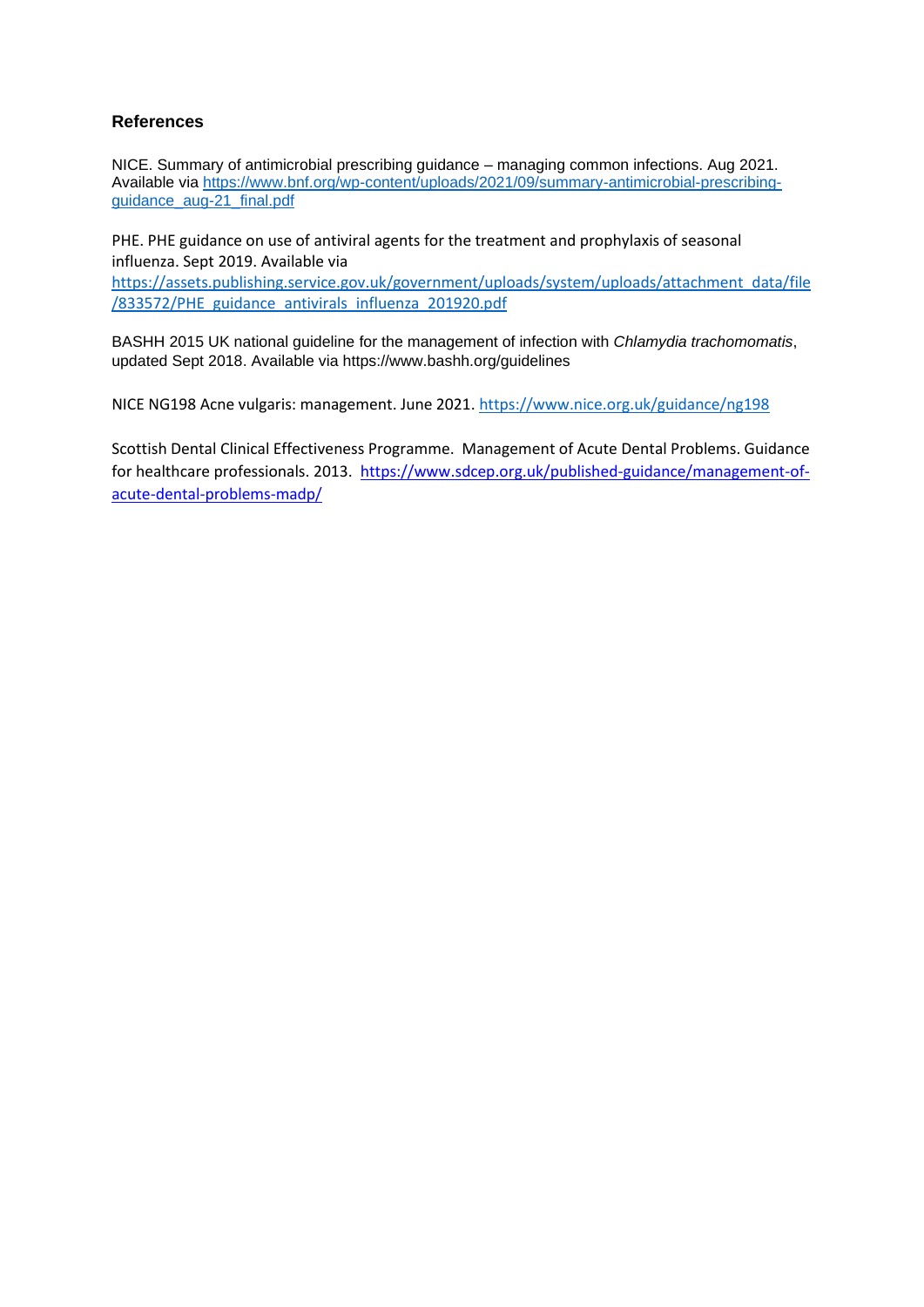## References

NICE. Summary of antimicrobial prescribing guidance – managing common infections. Aug 2021. Available via https://www.bnf.org/wp-content/uploads/2021/09/summary-antimicrobial-prescribing-guidance_aug-21_final.pdf

PHE. PHE guidance on use of antiviral agents for the treatment and prophylaxis of seasonal influenza. Sept 2019. Available via https://assets.publishing.service.gov.uk/government/uploads/system/uploads/attachment_data/file/833572/PHE_guidance_antivirals_influenza_201920.pdf

BASHH 2015 UK national guideline for the management of infection with *Chlamydia trachomomatis*, updated Sept 2018. Available via https://www.bashh.org/guidelines

NICE NG198 Acne vulgaris: management. June 2021. https://www.nice.org.uk/guidance/ng198

Scottish Dental Clinical Effectiveness Programme. Management of Acute Dental Problems. Guidance for healthcare professionals. 2013. https://www.sdcep.org.uk/published-guidance/management-of-acute-dental-problems-madp/